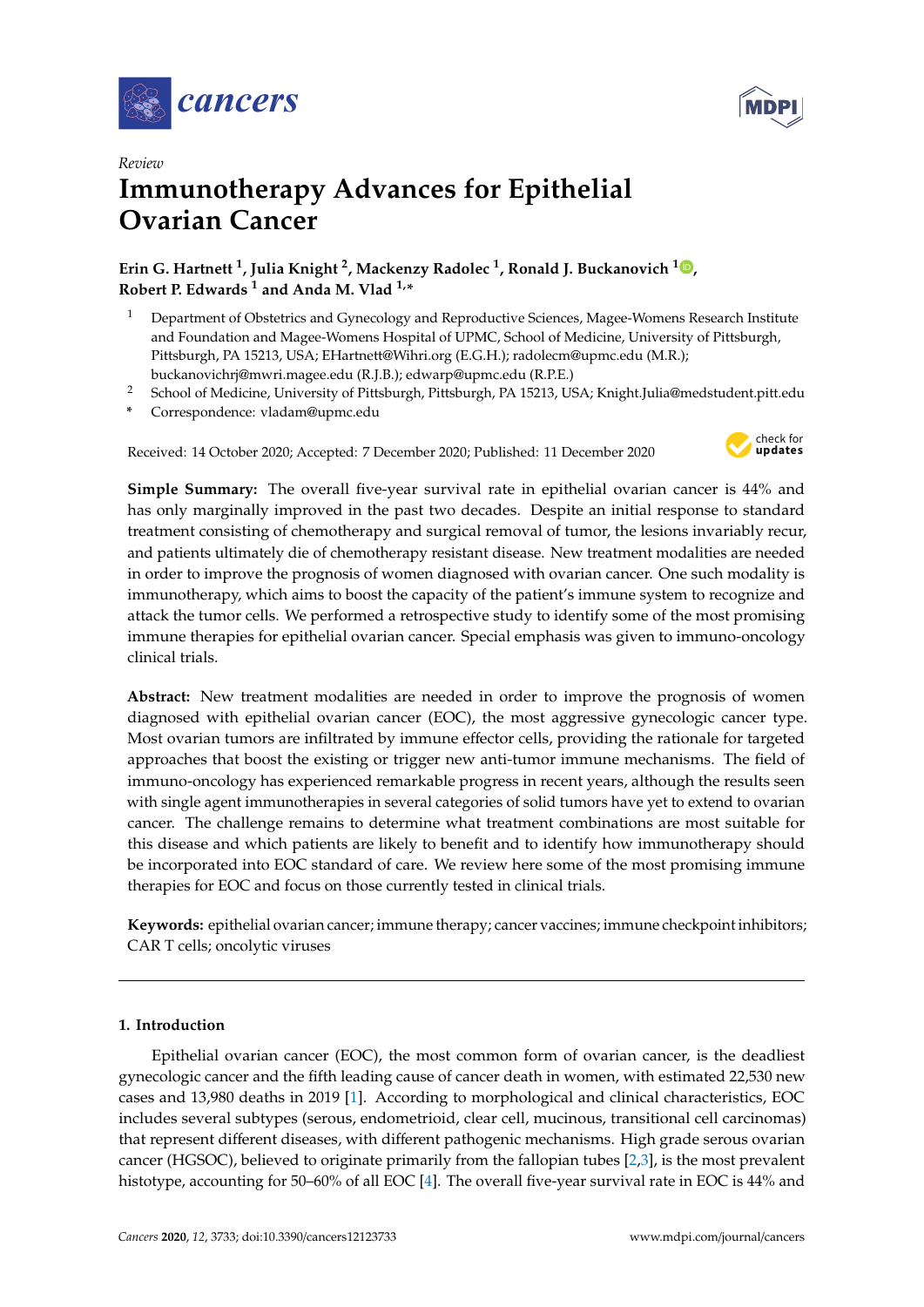*Review*

# Immunotherapy Advances for Epithelial Ovarian Cancer

**Erin G. Hartnett [1], Julia Knight [2], Mackenzy Radolec [1], Ronald J. Buckanovich [1], Robert P. Edwards [1] and Anda M. Vlad [1,*]**

[1] Department of Obstetrics and Gynecology and Reproductive Sciences, Magee-Womens Research Institute and Foundation and Magee-Womens Hospital of UPMC, School of Medicine, University of Pittsburgh, Pittsburgh, PA 15213, USA; EHartnett@Wihri.org (E.G.H.); radolecm@upmc.edu (M.R.); buckanovichrj@mwri.magee.edu (R.J.B.); edwarp@upmc.edu (R.P.E.)

[2] School of Medicine, University of Pittsburgh, Pittsburgh, PA 15213, USA; Knight.Julia@medstudent.pitt.edu

\* Correspondence: vladam@upmc.edu

Received: 14 October 2020; Accepted: 7 December 2020; Published: 11 December 2020

**Simple Summary:** The overall five-year survival rate in epithelial ovarian cancer is 44% and has only marginally improved in the past two decades. Despite an initial response to standard treatment consisting of chemotherapy and surgical removal of tumor, the lesions invariably recur, and patients ultimately die of chemotherapy resistant disease. New treatment modalities are needed in order to improve the prognosis of women diagnosed with ovarian cancer. One such modality is immunotherapy, which aims to boost the capacity of the patient's immune system to recognize and attack the tumor cells. We performed a retrospective study to identify some of the most promising immune therapies for epithelial ovarian cancer. Special emphasis was given to immuno-oncology clinical trials.

**Abstract:** New treatment modalities are needed in order to improve the prognosis of women diagnosed with epithelial ovarian cancer (EOC), the most aggressive gynecologic cancer type. Most ovarian tumors are infiltrated by immune effector cells, providing the rationale for targeted approaches that boost the existing or trigger new anti-tumor immune mechanisms. The field of immuno-oncology has experienced remarkable progress in recent years, although the results seen with single agent immunotherapies in several categories of solid tumors have yet to extend to ovarian cancer. The challenge remains to determine what treatment combinations are most suitable for this disease and which patients are likely to benefit and to identify how immunotherapy should be incorporated into EOC standard of care. We review here some of the most promising immune therapies for EOC and focus on those currently tested in clinical trials.

**Keywords:** epithelial ovarian cancer; immune therapy; cancer vaccines; immune checkpoint inhibitors; CAR T cells; oncolytic viruses

## 1. Introduction

Epithelial ovarian cancer (EOC), the most common form of ovarian cancer, is the deadliest gynecologic cancer and the fifth leading cause of cancer death in women, with estimated 22,530 new cases and 13,980 deaths in 2019 [1]. According to morphological and clinical characteristics, EOC includes several subtypes (serous, endometrioid, clear cell, mucinous, transitional cell carcinomas) that represent different diseases, with different pathogenic mechanisms. High grade serous ovarian cancer (HGSOC), believed to originate primarily from the fallopian tubes [2,3], is the most prevalent histotype, accounting for 50–60% of all EOC [4]. The overall five-year survival rate in EOC is 44% and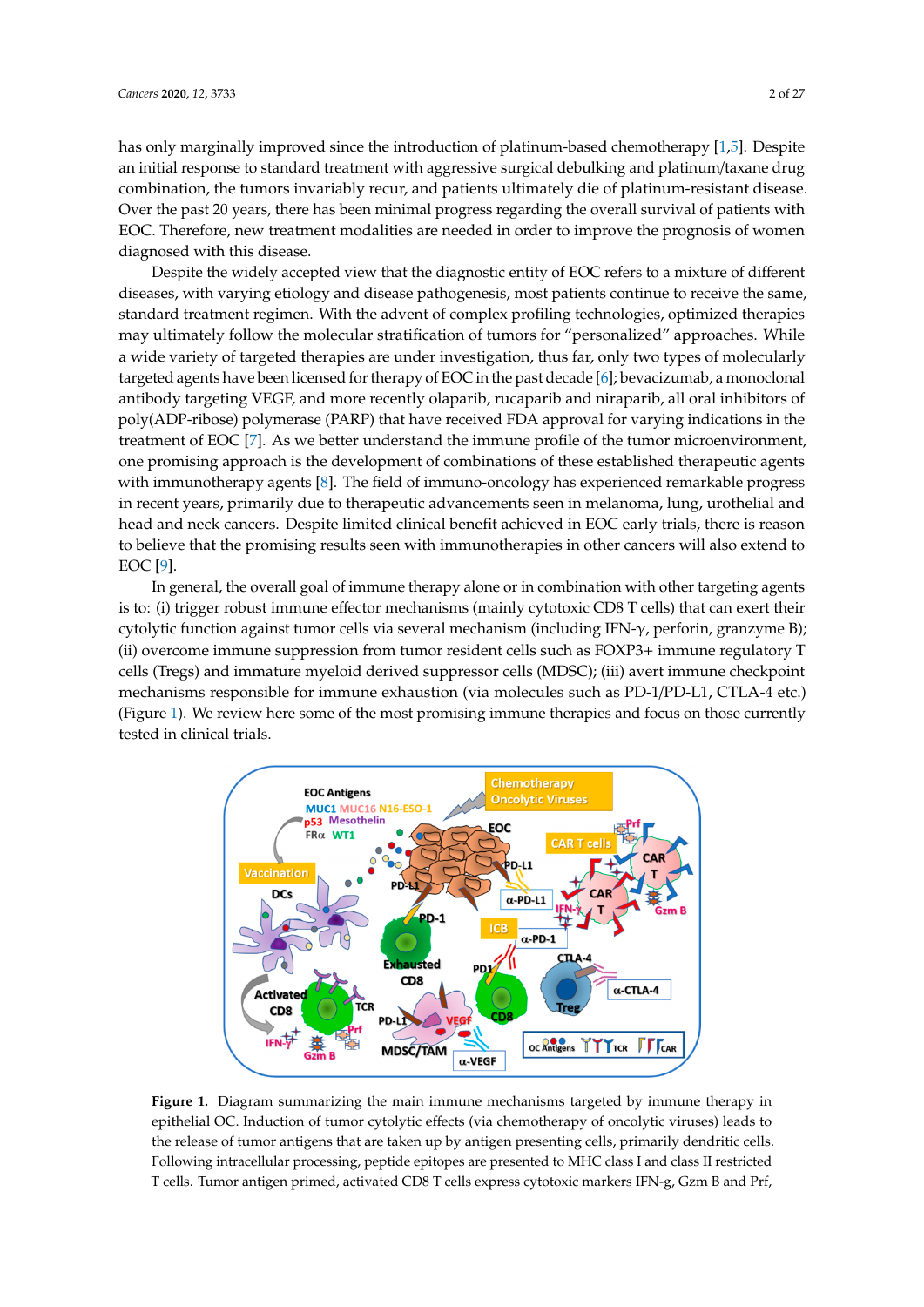has only marginally improved since the introduction of platinum-based chemotherapy [1,5]. Despite an initial response to standard treatment with aggressive surgical debulking and platinum/taxane drug combination, the tumors invariably recur, and patients ultimately die of platinum-resistant disease. Over the past 20 years, there has been minimal progress regarding the overall survival of patients with EOC. Therefore, new treatment modalities are needed in order to improve the prognosis of women diagnosed with this disease.

Despite the widely accepted view that the diagnostic entity of EOC refers to a mixture of different diseases, with varying etiology and disease pathogenesis, most patients continue to receive the same, standard treatment regimen. With the advent of complex profiling technologies, optimized therapies may ultimately follow the molecular stratification of tumors for "personalized" approaches. While a wide variety of targeted therapies are under investigation, thus far, only two types of molecularly targeted agents have been licensed for therapy of EOC in the past decade [6]; bevacizumab, a monoclonal antibody targeting VEGF, and more recently olaparib, rucaparib and niraparib, all oral inhibitors of poly(ADP-ribose) polymerase (PARP) that have received FDA approval for varying indications in the treatment of EOC [7]. As we better understand the immune profile of the tumor microenvironment, one promising approach is the development of combinations of these established therapeutic agents with immunotherapy agents [8]. The field of immuno-oncology has experienced remarkable progress in recent years, primarily due to therapeutic advancements seen in melanoma, lung, urothelial and head and neck cancers. Despite limited clinical benefit achieved in EOC early trials, there is reason to believe that the promising results seen with immunotherapies in other cancers will also extend to EOC [9].

In general, the overall goal of immune therapy alone or in combination with other targeting agents is to: (i) trigger robust immune effector mechanisms (mainly cytotoxic CD8 T cells) that can exert their cytolytic function against tumor cells via several mechanism (including IFN-γ, perforin, granzyme B); (ii) overcome immune suppression from tumor resident cells such as FOXP3+ immune regulatory T cells (Tregs) and immature myeloid derived suppressor cells (MDSC); (iii) avert immune checkpoint mechanisms responsible for immune exhaustion (via molecules such as PD-1/PD-L1, CTLA-4 etc.) (Figure 1). We review here some of the most promising immune therapies and focus on those currently tested in clinical trials.

**Figure 1.** Diagram summarizing the main immune mechanisms targeted by immune therapy in epithelial OC. Induction of tumor cytolytic effects (via chemotherapy of oncolytic viruses) leads to the release of tumor antigens that are taken up by antigen presenting cells, primarily dendritic cells. Following intracellular processing, peptide epitopes are presented to MHC class I and class II restricted T cells. Tumor antigen primed, activated CD8 T cells express cytotoxic markers IFN-g, Gzm B and Prf,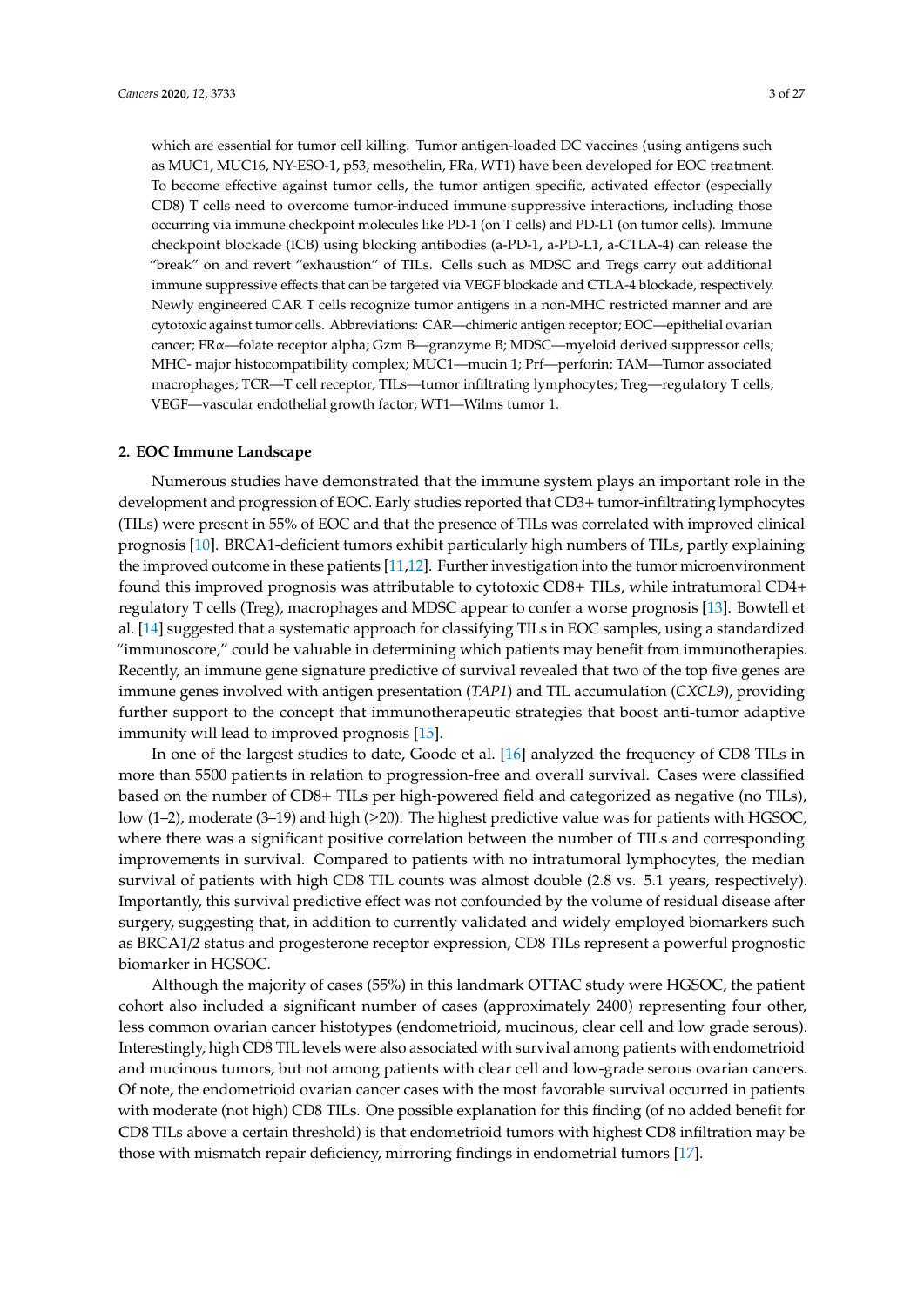which are essential for tumor cell killing. Tumor antigen-loaded DC vaccines (using antigens such as MUC1, MUC16, NY-ESO-1, p53, mesothelin, FRa, WT1) have been developed for EOC treatment. To become effective against tumor cells, the tumor antigen specific, activated effector (especially CD8) T cells need to overcome tumor-induced immune suppressive interactions, including those occurring via immune checkpoint molecules like PD-1 (on T cells) and PD-L1 (on tumor cells). Immune checkpoint blockade (ICB) using blocking antibodies (a-PD-1, a-PD-L1, a-CTLA-4) can release the "break" on and revert "exhaustion" of TILs. Cells such as MDSC and Tregs carry out additional immune suppressive effects that can be targeted via VEGF blockade and CTLA-4 blockade, respectively. Newly engineered CAR T cells recognize tumor antigens in a non-MHC restricted manner and are cytotoxic against tumor cells. Abbreviations: CAR—chimeric antigen receptor; EOC—epithelial ovarian cancer; FRα—folate receptor alpha; Gzm B—granzyme B; MDSC—myeloid derived suppressor cells; MHC- major histocompatibility complex; MUC1—mucin 1; Prf—perforin; TAM—Tumor associated macrophages; TCR—T cell receptor; TILs—tumor infiltrating lymphocytes; Treg—regulatory T cells; VEGF—vascular endothelial growth factor; WT1—Wilms tumor 1.

## 2. EOC Immune Landscape

Numerous studies have demonstrated that the immune system plays an important role in the development and progression of EOC. Early studies reported that CD3+ tumor-infiltrating lymphocytes (TILs) were present in 55% of EOC and that the presence of TILs was correlated with improved clinical prognosis [10]. BRCA1-deficient tumors exhibit particularly high numbers of TILs, partly explaining the improved outcome in these patients [11,12]. Further investigation into the tumor microenvironment found this improved prognosis was attributable to cytotoxic CD8+ TILs, while intratumoral CD4+ regulatory T cells (Treg), macrophages and MDSC appear to confer a worse prognosis [13]. Bowtell et al. [14] suggested that a systematic approach for classifying TILs in EOC samples, using a standardized "immunoscore," could be valuable in determining which patients may benefit from immunotherapies. Recently, an immune gene signature predictive of survival revealed that two of the top five genes are immune genes involved with antigen presentation (*TAP1*) and TIL accumulation (*CXCL9*), providing further support to the concept that immunotherapeutic strategies that boost anti-tumor adaptive immunity will lead to improved prognosis [15].

In one of the largest studies to date, Goode et al. [16] analyzed the frequency of CD8 TILs in more than 5500 patients in relation to progression-free and overall survival. Cases were classified based on the number of CD8+ TILs per high-powered field and categorized as negative (no TILs), low (1–2), moderate (3–19) and high (≥20). The highest predictive value was for patients with HGSOC, where there was a significant positive correlation between the number of TILs and corresponding improvements in survival. Compared to patients with no intratumoral lymphocytes, the median survival of patients with high CD8 TIL counts was almost double (2.8 vs. 5.1 years, respectively). Importantly, this survival predictive effect was not confounded by the volume of residual disease after surgery, suggesting that, in addition to currently validated and widely employed biomarkers such as BRCA1/2 status and progesterone receptor expression, CD8 TILs represent a powerful prognostic biomarker in HGSOC.

Although the majority of cases (55%) in this landmark OTTAC study were HGSOC, the patient cohort also included a significant number of cases (approximately 2400) representing four other, less common ovarian cancer histotypes (endometrioid, mucinous, clear cell and low grade serous). Interestingly, high CD8 TIL levels were also associated with survival among patients with endometrioid and mucinous tumors, but not among patients with clear cell and low-grade serous ovarian cancers. Of note, the endometrioid ovarian cancer cases with the most favorable survival occurred in patients with moderate (not high) CD8 TILs. One possible explanation for this finding (of no added benefit for CD8 TILs above a certain threshold) is that endometrioid tumors with highest CD8 infiltration may be those with mismatch repair deficiency, mirroring findings in endometrial tumors [17].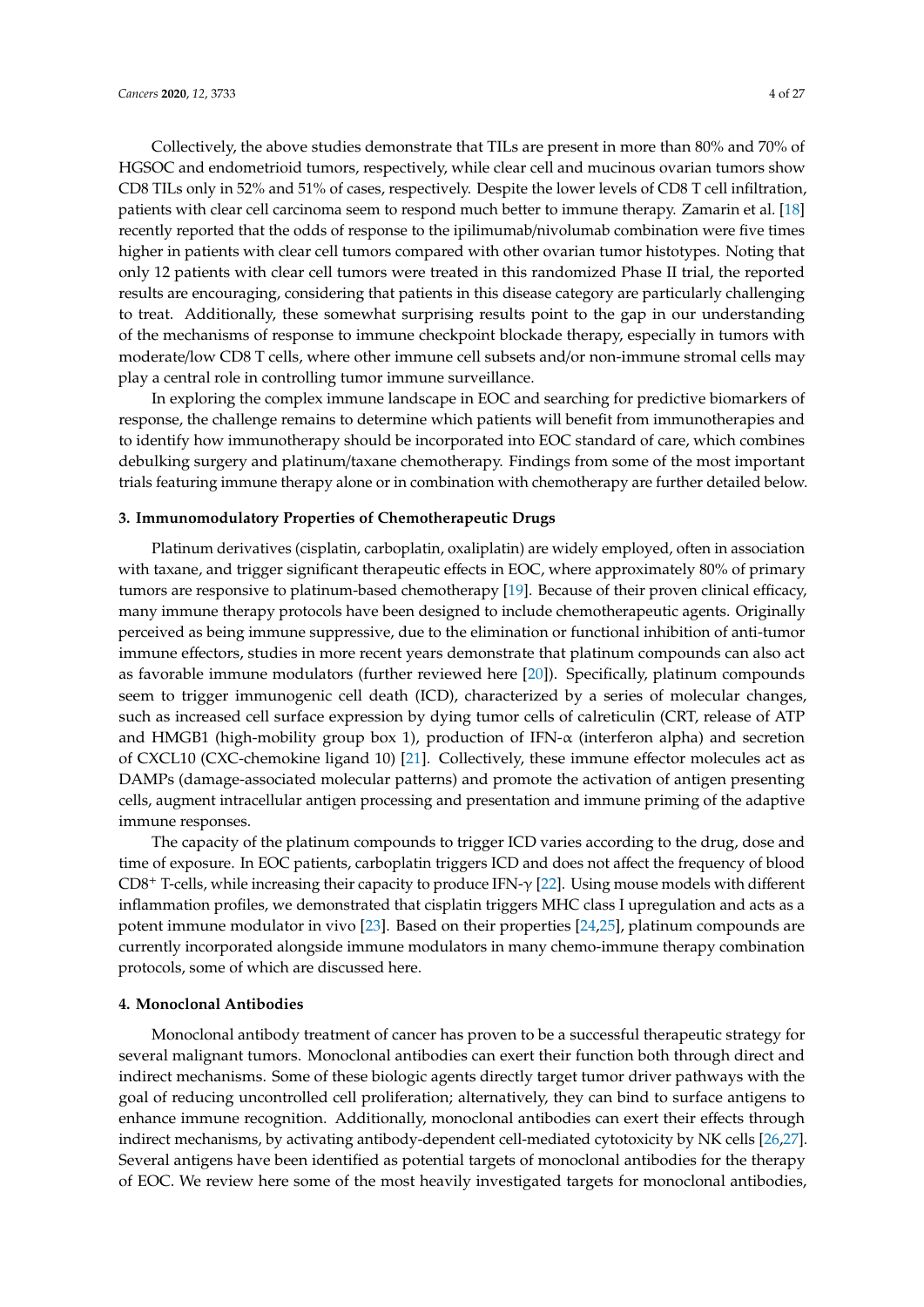Collectively, the above studies demonstrate that TILs are present in more than 80% and 70% of HGSOC and endometrioid tumors, respectively, while clear cell and mucinous ovarian tumors show CD8 TILs only in 52% and 51% of cases, respectively. Despite the lower levels of CD8 T cell infiltration, patients with clear cell carcinoma seem to respond much better to immune therapy. Zamarin et al. [18] recently reported that the odds of response to the ipilimumab/nivolumab combination were five times higher in patients with clear cell tumors compared with other ovarian tumor histotypes. Noting that only 12 patients with clear cell tumors were treated in this randomized Phase II trial, the reported results are encouraging, considering that patients in this disease category are particularly challenging to treat. Additionally, these somewhat surprising results point to the gap in our understanding of the mechanisms of response to immune checkpoint blockade therapy, especially in tumors with moderate/low CD8 T cells, where other immune cell subsets and/or non-immune stromal cells may play a central role in controlling tumor immune surveillance.

In exploring the complex immune landscape in EOC and searching for predictive biomarkers of response, the challenge remains to determine which patients will benefit from immunotherapies and to identify how immunotherapy should be incorporated into EOC standard of care, which combines debulking surgery and platinum/taxane chemotherapy. Findings from some of the most important trials featuring immune therapy alone or in combination with chemotherapy are further detailed below.

## 3. Immunomodulatory Properties of Chemotherapeutic Drugs

Platinum derivatives (cisplatin, carboplatin, oxaliplatin) are widely employed, often in association with taxane, and trigger significant therapeutic effects in EOC, where approximately 80% of primary tumors are responsive to platinum-based chemotherapy [19]. Because of their proven clinical efficacy, many immune therapy protocols have been designed to include chemotherapeutic agents. Originally perceived as being immune suppressive, due to the elimination or functional inhibition of anti-tumor immune effectors, studies in more recent years demonstrate that platinum compounds can also act as favorable immune modulators (further reviewed here [20]). Specifically, platinum compounds seem to trigger immunogenic cell death (ICD), characterized by a series of molecular changes, such as increased cell surface expression by dying tumor cells of calreticulin (CRT, release of ATP and HMGB1 (high-mobility group box 1), production of IFN-α (interferon alpha) and secretion of CXCL10 (CXC-chemokine ligand 10) [21]. Collectively, these immune effector molecules act as DAMPs (damage-associated molecular patterns) and promote the activation of antigen presenting cells, augment intracellular antigen processing and presentation and immune priming of the adaptive immune responses.

The capacity of the platinum compounds to trigger ICD varies according to the drug, dose and time of exposure. In EOC patients, carboplatin triggers ICD and does not affect the frequency of blood $CD8^+$ T-cells, while increasing their capacity to produce IFN-γ [22]. Using mouse models with different inflammation profiles, we demonstrated that cisplatin triggers MHC class I upregulation and acts as a potent immune modulator in vivo [23]. Based on their properties [24,25], platinum compounds are currently incorporated alongside immune modulators in many chemo-immune therapy combination protocols, some of which are discussed here.

## 4. Monoclonal Antibodies

Monoclonal antibody treatment of cancer has proven to be a successful therapeutic strategy for several malignant tumors. Monoclonal antibodies can exert their function both through direct and indirect mechanisms. Some of these biologic agents directly target tumor driver pathways with the goal of reducing uncontrolled cell proliferation; alternatively, they can bind to surface antigens to enhance immune recognition. Additionally, monoclonal antibodies can exert their effects through indirect mechanisms, by activating antibody-dependent cell-mediated cytotoxicity by NK cells [26,27]. Several antigens have been identified as potential targets of monoclonal antibodies for the therapy of EOC. We review here some of the most heavily investigated targets for monoclonal antibodies,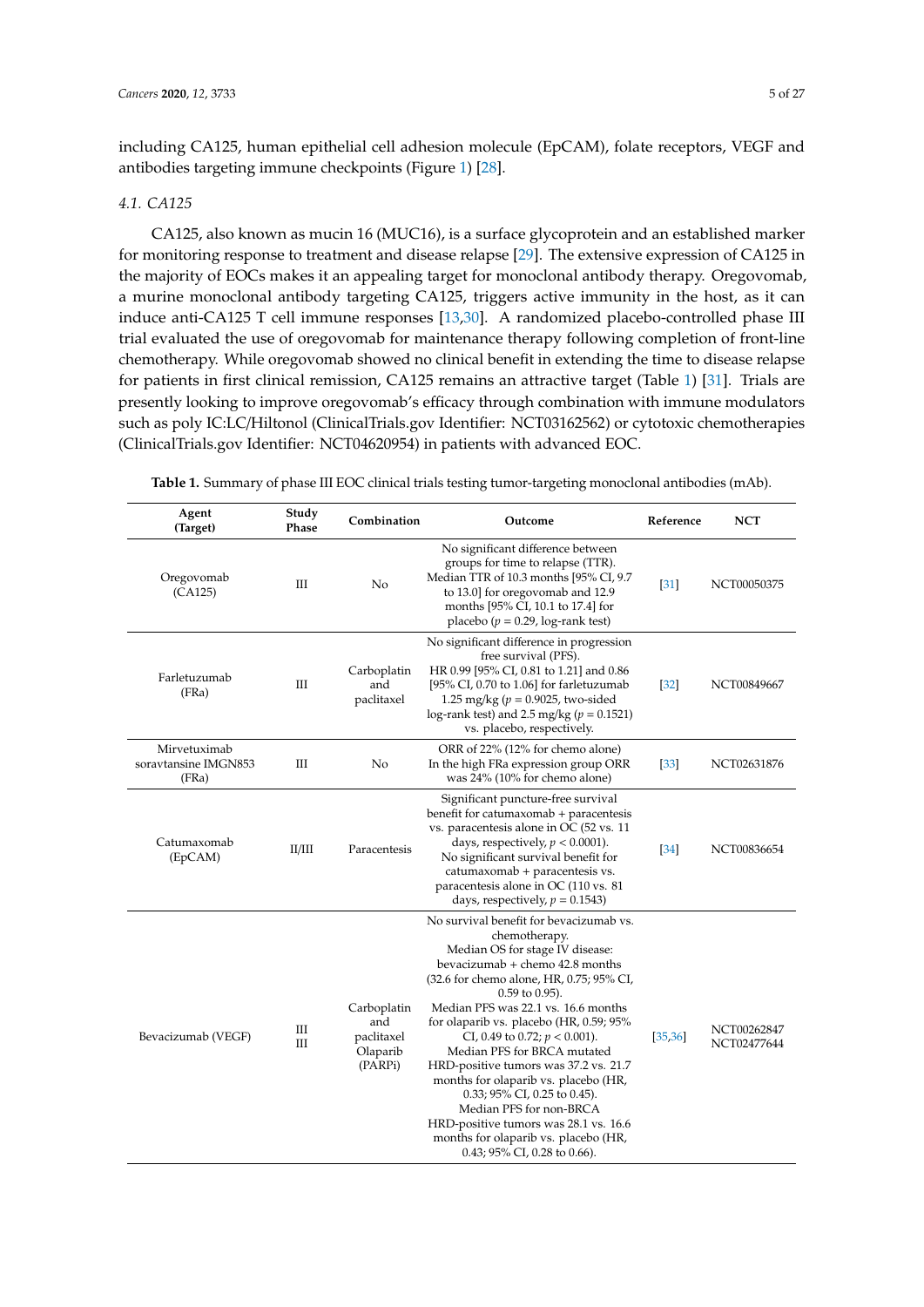including CA125, human epithelial cell adhesion molecule (EpCAM), folate receptors, VEGF and antibodies targeting immune checkpoints (Figure 1) [28].

### 4.1. CA125

CA125, also known as mucin 16 (MUC16), is a surface glycoprotein and an established marker for monitoring response to treatment and disease relapse [29]. The extensive expression of CA125 in the majority of EOCs makes it an appealing target for monoclonal antibody therapy. Oregovomab, a murine monoclonal antibody targeting CA125, triggers active immunity in the host, as it can induce anti-CA125 T cell immune responses [13,30]. A randomized placebo-controlled phase III trial evaluated the use of oregovomab for maintenance therapy following completion of front-line chemotherapy. While oregovomab showed no clinical benefit in extending the time to disease relapse for patients in first clinical remission, CA125 remains an attractive target (Table 1) [31]. Trials are presently looking to improve oregovomab's efficacy through combination with immune modulators such as poly IC:LC/Hiltonol (ClinicalTrials.gov Identifier: NCT03162562) or cytotoxic chemotherapies (ClinicalTrials.gov Identifier: NCT04620954) in patients with advanced EOC.

**Table 1.** Summary of phase III EOC clinical trials testing tumor-targeting monoclonal antibodies (mAb).

| Agent (Target) | Study Phase | Combination | Outcome | Reference | NCT |
|---|---|---|---|---|---|
| Oregovomab (CA125) | III | No | No significant difference between groups for time to relapse (TTR). Median TTR of 10.3 months [95% CI, 9.7 to 13.0] for oregovomab and 12.9 months [95% CI, 10.1 to 17.4] for placebo ($p = 0.29$, log-rank test) | [31] | NCT00050375 |
| Farletuzumab (FRa) | III | Carboplatin and paclitaxel | No significant difference in progression free survival (PFS). HR 0.99 [95% CI, 0.81 to 1.21] and 0.86 [95% CI, 0.70 to 1.06] for farletuzumab 1.25 mg/kg ($p = 0.9025$, two-sided log-rank test) and 2.5 mg/kg ($p = 0.1521$) vs. placebo, respectively. | [32] | NCT00849667 |
| Mirvetuximab soravtansine IMGN853 (FRa) | III | No | ORR of 22% (12% for chemo alone) In the high FRa expression group ORR was 24% (10% for chemo alone) | [33] | NCT02631876 |
| Catumaxomab (EpCAM) | II/III | Paracentesis | Significant puncture-free survival benefit for catumaxomab + paracentesis vs. paracentesis alone in OC (52 vs. 11 days, respectively, $p < 0.0001$). No significant survival benefit for catumaxomab + paracentesis vs. paracentesis alone in OC (110 vs. 81 days, respectively, $p = 0.1543$) | [34] | NCT00836654 |
| Bevacizumab (VEGF) | III<br>III | Carboplatin and paclitaxel<br>Olaparib (PARPi) | No survival benefit for bevacizumab vs. chemotherapy. Median OS for stage IV disease: bevacizumab + chemo 42.8 months (32.6 for chemo alone, HR, 0.75; 95% CI, 0.59 to 0.95). Median PFS was 22.1 vs. 16.6 months for olaparib vs. placebo (HR, 0.59; 95% CI, 0.49 to 0.72; $p < 0.001$). Median PFS for BRCA mutated HRD-positive tumors was 37.2 vs. 21.7 months for olaparib vs. placebo (HR, 0.33; 95% CI, 0.25 to 0.45). Median PFS for non-BRCA HRD-positive tumors was 28.1 vs. 16.6 months for olaparib vs. placebo (HR, 0.43; 95% CI, 0.28 to 0.66). | [35,36] | NCT00262847<br>NCT02477644 |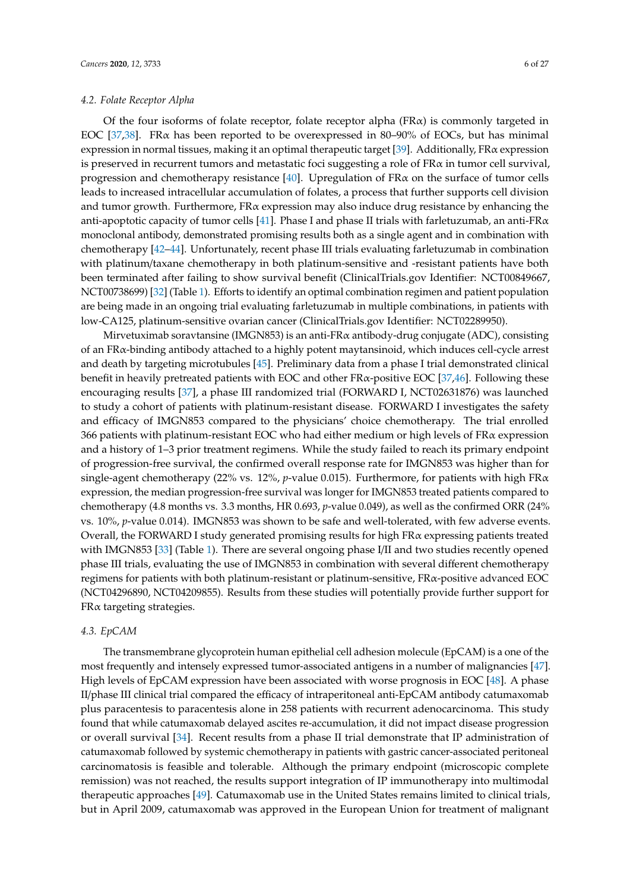### 4.2. Folate Receptor Alpha

Of the four isoforms of folate receptor, folate receptor alpha (FRα) is commonly targeted in EOC [37,38]. FRα has been reported to be overexpressed in 80–90% of EOCs, but has minimal expression in normal tissues, making it an optimal therapeutic target [39]. Additionally, FRα expression is preserved in recurrent tumors and metastatic foci suggesting a role of FRα in tumor cell survival, progression and chemotherapy resistance [40]. Upregulation of FRα on the surface of tumor cells leads to increased intracellular accumulation of folates, a process that further supports cell division and tumor growth. Furthermore, FRα expression may also induce drug resistance by enhancing the anti-apoptotic capacity of tumor cells [41]. Phase I and phase II trials with farletuzumab, an anti-FRα monoclonal antibody, demonstrated promising results both as a single agent and in combination with chemotherapy [42–44]. Unfortunately, recent phase III trials evaluating farletuzumab in combination with platinum/taxane chemotherapy in both platinum-sensitive and -resistant patients have both been terminated after failing to show survival benefit (ClinicalTrials.gov Identifier: NCT00849667, NCT00738699) [32] (Table 1). Efforts to identify an optimal combination regimen and patient population are being made in an ongoing trial evaluating farletuzumab in multiple combinations, in patients with low-CA125, platinum-sensitive ovarian cancer (ClinicalTrials.gov Identifier: NCT02289950).

Mirvetuximab soravtansine (IMGN853) is an anti-FRα antibody-drug conjugate (ADC), consisting of an FRα-binding antibody attached to a highly potent maytansinoid, which induces cell-cycle arrest and death by targeting microtubules [45]. Preliminary data from a phase I trial demonstrated clinical benefit in heavily pretreated patients with EOC and other FRα-positive EOC [37,46]. Following these encouraging results [37], a phase III randomized trial (FORWARD I, NCT02631876) was launched to study a cohort of patients with platinum-resistant disease. FORWARD I investigates the safety and efficacy of IMGN853 compared to the physicians' choice chemotherapy. The trial enrolled 366 patients with platinum-resistant EOC who had either medium or high levels of FRα expression and a history of 1–3 prior treatment regimens. While the study failed to reach its primary endpoint of progression-free survival, the confirmed overall response rate for IMGN853 was higher than for single-agent chemotherapy (22% vs. 12%, *p*-value 0.015). Furthermore, for patients with high FRα expression, the median progression-free survival was longer for IMGN853 treated patients compared to chemotherapy (4.8 months vs. 3.3 months, HR 0.693, *p*-value 0.049), as well as the confirmed ORR (24% vs. 10%, *p*-value 0.014). IMGN853 was shown to be safe and well-tolerated, with few adverse events. Overall, the FORWARD I study generated promising results for high FRα expressing patients treated with IMGN853 [33] (Table 1). There are several ongoing phase I/II and two studies recently opened phase III trials, evaluating the use of IMGN853 in combination with several different chemotherapy regimens for patients with both platinum-resistant or platinum-sensitive, FRα-positive advanced EOC (NCT04296890, NCT04209855). Results from these studies will potentially provide further support for FRα targeting strategies.

### 4.3. EpCAM

The transmembrane glycoprotein human epithelial cell adhesion molecule (EpCAM) is a one of the most frequently and intensely expressed tumor-associated antigens in a number of malignancies [47]. High levels of EpCAM expression have been associated with worse prognosis in EOC [48]. A phase II/phase III clinical trial compared the efficacy of intraperitoneal anti-EpCAM antibody catumaxomab plus paracentesis to paracentesis alone in 258 patients with recurrent adenocarcinoma. This study found that while catumaxomab delayed ascites re-accumulation, it did not impact disease progression or overall survival [34]. Recent results from a phase II trial demonstrate that IP administration of catumaxomab followed by systemic chemotherapy in patients with gastric cancer-associated peritoneal carcinomatosis is feasible and tolerable. Although the primary endpoint (microscopic complete remission) was not reached, the results support integration of IP immunotherapy into multimodal therapeutic approaches [49]. Catumaxomab use in the United States remains limited to clinical trials, but in April 2009, catumaxomab was approved in the European Union for treatment of malignant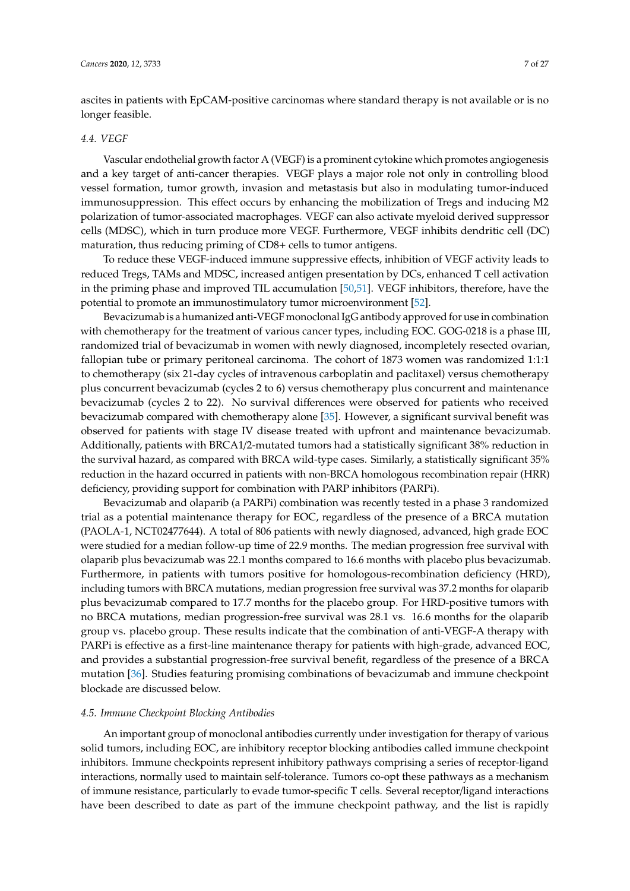ascites in patients with EpCAM-positive carcinomas where standard therapy is not available or is no longer feasible.

### *4.4. VEGF*

Vascular endothelial growth factor A (VEGF) is a prominent cytokine which promotes angiogenesis and a key target of anti-cancer therapies. VEGF plays a major role not only in controlling blood vessel formation, tumor growth, invasion and metastasis but also in modulating tumor-induced immunosuppression. This effect occurs by enhancing the mobilization of Tregs and inducing M2 polarization of tumor-associated macrophages. VEGF can also activate myeloid derived suppressor cells (MDSC), which in turn produce more VEGF. Furthermore, VEGF inhibits dendritic cell (DC) maturation, thus reducing priming of CD8+ cells to tumor antigens.

To reduce these VEGF-induced immune suppressive effects, inhibition of VEGF activity leads to reduced Tregs, TAMs and MDSC, increased antigen presentation by DCs, enhanced T cell activation in the priming phase and improved TIL accumulation [50,51]. VEGF inhibitors, therefore, have the potential to promote an immunostimulatory tumor microenvironment [52].

Bevacizumab is a humanized anti-VEGF monoclonal IgG antibody approved for use in combination with chemotherapy for the treatment of various cancer types, including EOC. GOG-0218 is a phase III, randomized trial of bevacizumab in women with newly diagnosed, incompletely resected ovarian, fallopian tube or primary peritoneal carcinoma. The cohort of 1873 women was randomized 1:1:1 to chemotherapy (six 21-day cycles of intravenous carboplatin and paclitaxel) versus chemotherapy plus concurrent bevacizumab (cycles 2 to 6) versus chemotherapy plus concurrent and maintenance bevacizumab (cycles 2 to 22). No survival differences were observed for patients who received bevacizumab compared with chemotherapy alone [35]. However, a significant survival benefit was observed for patients with stage IV disease treated with upfront and maintenance bevacizumab. Additionally, patients with BRCA1/2-mutated tumors had a statistically significant 38% reduction in the survival hazard, as compared with BRCA wild-type cases. Similarly, a statistically significant 35% reduction in the hazard occurred in patients with non-BRCA homologous recombination repair (HRR) deficiency, providing support for combination with PARP inhibitors (PARPi).

Bevacizumab and olaparib (a PARPi) combination was recently tested in a phase 3 randomized trial as a potential maintenance therapy for EOC, regardless of the presence of a BRCA mutation (PAOLA-1, NCT02477644). A total of 806 patients with newly diagnosed, advanced, high grade EOC were studied for a median follow-up time of 22.9 months. The median progression free survival with olaparib plus bevacizumab was 22.1 months compared to 16.6 months with placebo plus bevacizumab. Furthermore, in patients with tumors positive for homologous-recombination deficiency (HRD), including tumors with BRCA mutations, median progression free survival was 37.2 months for olaparib plus bevacizumab compared to 17.7 months for the placebo group. For HRD-positive tumors with no BRCA mutations, median progression-free survival was 28.1 vs. 16.6 months for the olaparib group vs. placebo group. These results indicate that the combination of anti-VEGF-A therapy with PARPi is effective as a first-line maintenance therapy for patients with high-grade, advanced EOC, and provides a substantial progression-free survival benefit, regardless of the presence of a BRCA mutation [36]. Studies featuring promising combinations of bevacizumab and immune checkpoint blockade are discussed below.

### *4.5. Immune Checkpoint Blocking Antibodies*

An important group of monoclonal antibodies currently under investigation for therapy of various solid tumors, including EOC, are inhibitory receptor blocking antibodies called immune checkpoint inhibitors. Immune checkpoints represent inhibitory pathways comprising a series of receptor-ligand interactions, normally used to maintain self-tolerance. Tumors co-opt these pathways as a mechanism of immune resistance, particularly to evade tumor-specific T cells. Several receptor/ligand interactions have been described to date as part of the immune checkpoint pathway, and the list is rapidly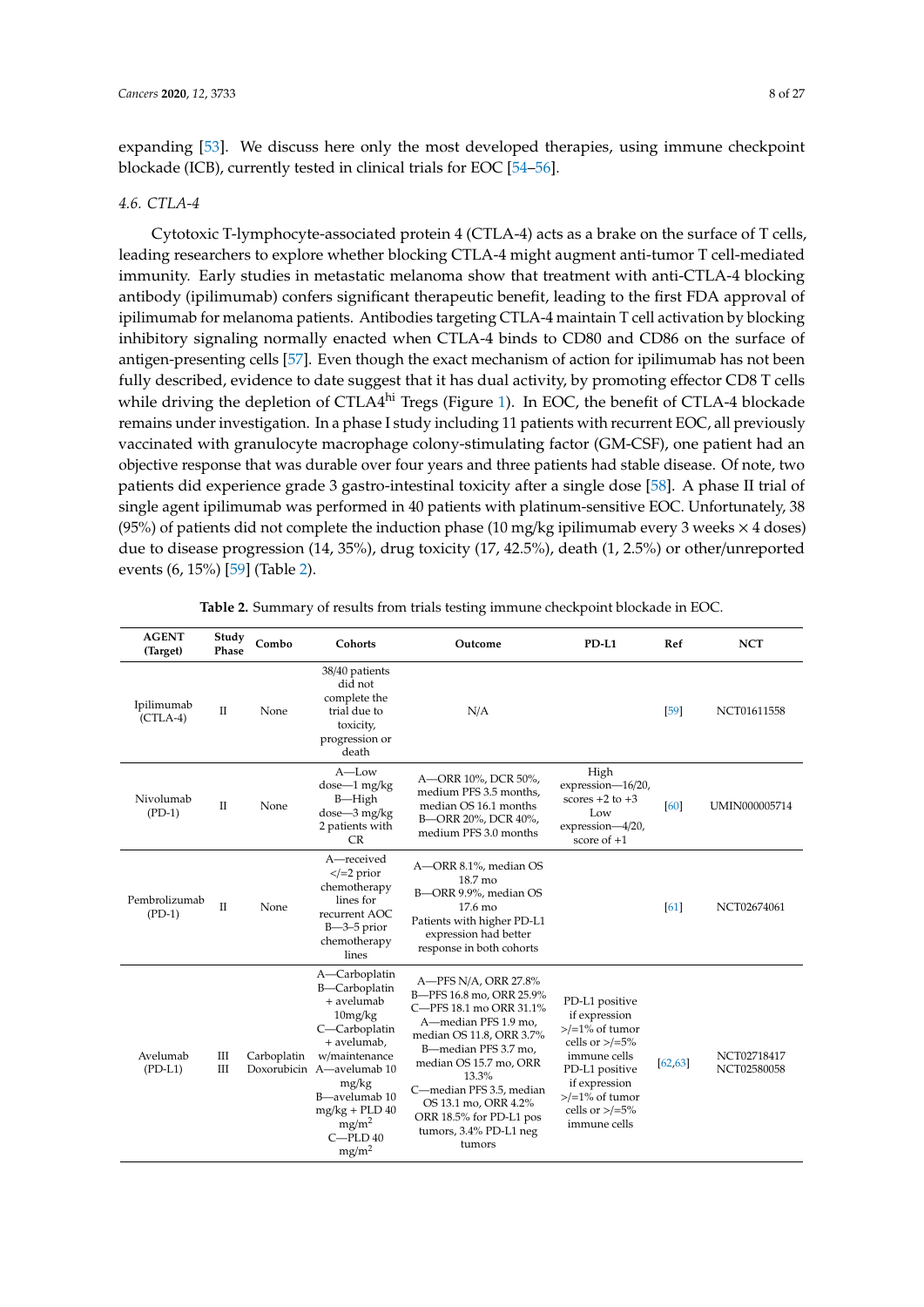expanding [53]. We discuss here only the most developed therapies, using immune checkpoint blockade (ICB), currently tested in clinical trials for EOC [54–56].

### 4.6. CTLA-4

Cytotoxic T-lymphocyte-associated protein 4 (CTLA-4) acts as a brake on the surface of T cells, leading researchers to explore whether blocking CTLA-4 might augment anti-tumor T cell-mediated immunity. Early studies in metastatic melanoma show that treatment with anti-CTLA-4 blocking antibody (ipilimumab) confers significant therapeutic benefit, leading to the first FDA approval of ipilimumab for melanoma patients. Antibodies targeting CTLA-4 maintain T cell activation by blocking inhibitory signaling normally enacted when CTLA-4 binds to CD80 and CD86 on the surface of antigen-presenting cells [57]. Even though the exact mechanism of action for ipilimumab has not been fully described, evidence to date suggest that it has dual activity, by promoting effector CD8 T cells while driving the depletion of CTLA4$^{hi}$ Tregs (Figure 1). In EOC, the benefit of CTLA-4 blockade remains under investigation. In a phase I study including 11 patients with recurrent EOC, all previously vaccinated with granulocyte macrophage colony-stimulating factor (GM-CSF), one patient had an objective response that was durable over four years and three patients had stable disease. Of note, two patients did experience grade 3 gastro-intestinal toxicity after a single dose [58]. A phase II trial of single agent ipilimumab was performed in 40 patients with platinum-sensitive EOC. Unfortunately, 38 (95%) of patients did not complete the induction phase (10 mg/kg ipilimumab every 3 weeks × 4 doses) due to disease progression (14, 35%), drug toxicity (17, 42.5%), death (1, 2.5%) or other/unreported events (6, 15%) [59] (Table 2).

**Table 2.** Summary of results from trials testing immune checkpoint blockade in EOC.

| AGENT (Target) | Study Phase | Combo | Cohorts | Outcome | PD-L1 | Ref | NCT |
|---|---|---|---|---|---|---|---|
| Ipilimumab (CTLA-4) | II | None | 38/40 patients did not complete the trial due to toxicity, progression or death | N/A | | [59] | NCT01611558 |
| Nivolumab (PD-1) | II | None | A—Low dose—1 mg/kg B—High dose—3 mg/kg 2 patients with CR | A—ORR 10%, DCR 50%, medium PFS 3.5 months, median OS 16.1 months B—ORR 20%, DCR 40%, medium PFS 3.0 months | High expression—16/20, scores +2 to +3 Low expression—4/20, score of +1 | [60] | UMIN000005714 |
| Pembrolizumab (PD-1) | II | None | A—received </=2 prior chemotherapy lines for recurrent AOC B—3–5 prior chemotherapy lines | A—ORR 8.1%, median OS 18.7 mo B—ORR 9.9%, median OS 17.6 mo Patients with higher PD-L1 expression had better response in both cohorts | | [61] | NCT02674061 |
| Avelumab (PD-L1) | III III | Carboplatin Doxorubicin | A—Carboplatin B—Carboplatin + avelumab 10mg/kg C—Carboplatin + avelumab, w/maintenance A—avelumab 10 mg/kg B—avelumab 10 mg/kg + PLD 40 mg/m$^2$ C—PLD 40 mg/m$^2$ | A—PFS N/A, ORR 27.8% B—PFS 16.8 mo, ORR 25.9% C—PFS 18.1 mo ORR 31.1% A—median PFS 1.9 mo, median OS 11.8, ORR 3.7% B—median PFS 3.7 mo, median OS 15.7 mo, ORR 13.3% C—median PFS 3.5, median OS 13.1 mo, ORR 4.2% ORR 18.5% for PD-L1 pos tumors, 3.4% PD-L1 neg tumors | PD-L1 positive if expression >/=1% of tumor cells or >/=5% immune cells PD-L1 positive if expression >/=1% of tumor cells or >/=5% immune cells | [62,63] | NCT02718417 NCT02580058 |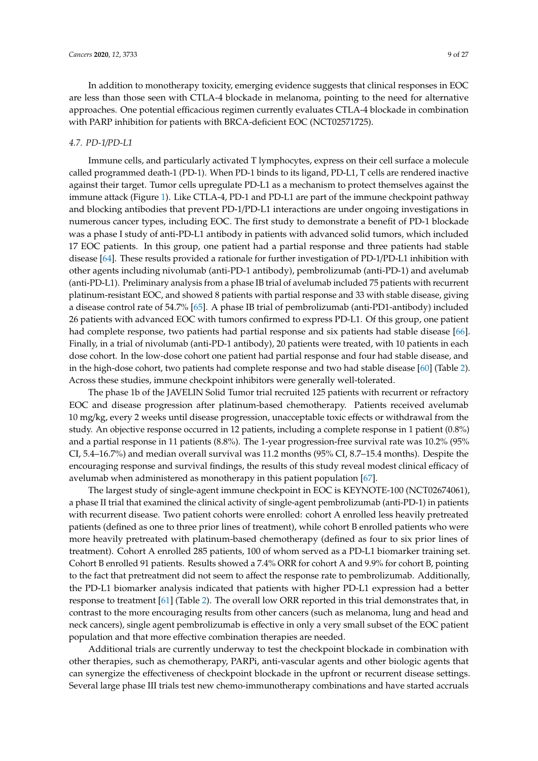In addition to monotherapy toxicity, emerging evidence suggests that clinical responses in EOC are less than those seen with CTLA-4 blockade in melanoma, pointing to the need for alternative approaches. One potential efficacious regimen currently evaluates CTLA-4 blockade in combination with PARP inhibition for patients with BRCA-deficient EOC (NCT02571725).

### 4.7. PD-1/PD-L1

Immune cells, and particularly activated T lymphocytes, express on their cell surface a molecule called programmed death-1 (PD-1). When PD-1 binds to its ligand, PD-L1, T cells are rendered inactive against their target. Tumor cells upregulate PD-L1 as a mechanism to protect themselves against the immune attack (Figure 1). Like CTLA-4, PD-1 and PD-L1 are part of the immune checkpoint pathway and blocking antibodies that prevent PD-1/PD-L1 interactions are under ongoing investigations in numerous cancer types, including EOC. The first study to demonstrate a benefit of PD-1 blockade was a phase I study of anti-PD-L1 antibody in patients with advanced solid tumors, which included 17 EOC patients. In this group, one patient had a partial response and three patients had stable disease [64]. These results provided a rationale for further investigation of PD-1/PD-L1 inhibition with other agents including nivolumab (anti-PD-1 antibody), pembrolizumab (anti-PD-1) and avelumab (anti-PD-L1). Preliminary analysis from a phase IB trial of avelumab included 75 patients with recurrent platinum-resistant EOC, and showed 8 patients with partial response and 33 with stable disease, giving a disease control rate of 54.7% [65]. A phase IB trial of pembrolizumab (anti-PD1-antibody) included 26 patients with advanced EOC with tumors confirmed to express PD-L1. Of this group, one patient had complete response, two patients had partial response and six patients had stable disease [66]. Finally, in a trial of nivolumab (anti-PD-1 antibody), 20 patients were treated, with 10 patients in each dose cohort. In the low-dose cohort one patient had partial response and four had stable disease, and in the high-dose cohort, two patients had complete response and two had stable disease [60] (Table 2). Across these studies, immune checkpoint inhibitors were generally well-tolerated.

The phase 1b of the JAVELIN Solid Tumor trial recruited 125 patients with recurrent or refractory EOC and disease progression after platinum-based chemotherapy. Patients received avelumab 10 mg/kg, every 2 weeks until disease progression, unacceptable toxic effects or withdrawal from the study. An objective response occurred in 12 patients, including a complete response in 1 patient (0.8%) and a partial response in 11 patients (8.8%). The 1-year progression-free survival rate was 10.2% (95% CI, 5.4–16.7%) and median overall survival was 11.2 months (95% CI, 8.7–15.4 months). Despite the encouraging response and survival findings, the results of this study reveal modest clinical efficacy of avelumab when administered as monotherapy in this patient population [67].

The largest study of single-agent immune checkpoint in EOC is KEYNOTE-100 (NCT02674061), a phase II trial that examined the clinical activity of single-agent pembrolizumab (anti-PD-1) in patients with recurrent disease. Two patient cohorts were enrolled: cohort A enrolled less heavily pretreated patients (defined as one to three prior lines of treatment), while cohort B enrolled patients who were more heavily pretreated with platinum-based chemotherapy (defined as four to six prior lines of treatment). Cohort A enrolled 285 patients, 100 of whom served as a PD-L1 biomarker training set. Cohort B enrolled 91 patients. Results showed a 7.4% ORR for cohort A and 9.9% for cohort B, pointing to the fact that pretreatment did not seem to affect the response rate to pembrolizumab. Additionally, the PD-L1 biomarker analysis indicated that patients with higher PD-L1 expression had a better response to treatment [61] (Table 2). The overall low ORR reported in this trial demonstrates that, in contrast to the more encouraging results from other cancers (such as melanoma, lung and head and neck cancers), single agent pembrolizumab is effective in only a very small subset of the EOC patient population and that more effective combination therapies are needed.

Additional trials are currently underway to test the checkpoint blockade in combination with other therapies, such as chemotherapy, PARPi, anti-vascular agents and other biologic agents that can synergize the effectiveness of checkpoint blockade in the upfront or recurrent disease settings. Several large phase III trials test new chemo-immunotherapy combinations and have started accruals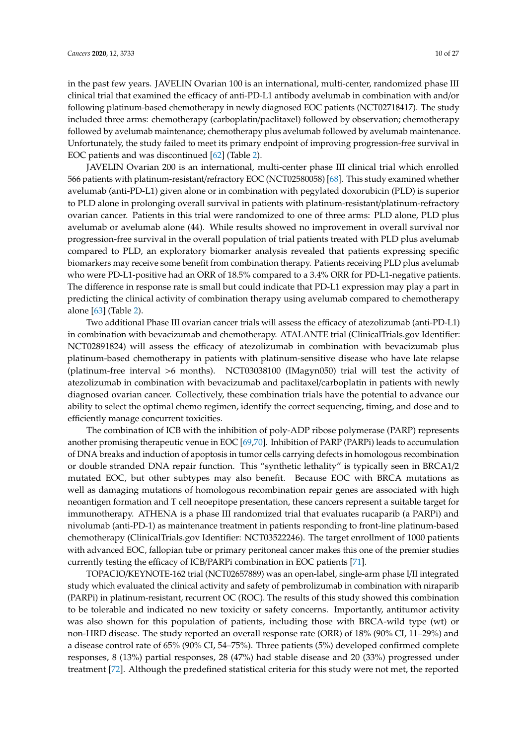in the past few years. JAVELIN Ovarian 100 is an international, multi-center, randomized phase III clinical trial that examined the efficacy of anti-PD-L1 antibody avelumab in combination with and/or following platinum-based chemotherapy in newly diagnosed EOC patients (NCT02718417). The study included three arms: chemotherapy (carboplatin/paclitaxel) followed by observation; chemotherapy followed by avelumab maintenance; chemotherapy plus avelumab followed by avelumab maintenance. Unfortunately, the study failed to meet its primary endpoint of improving progression-free survival in EOC patients and was discontinued [62] (Table 2).

JAVELIN Ovarian 200 is an international, multi-center phase III clinical trial which enrolled 566 patients with platinum-resistant/refractory EOC (NCT02580058) [68]. This study examined whether avelumab (anti-PD-L1) given alone or in combination with pegylated doxorubicin (PLD) is superior to PLD alone in prolonging overall survival in patients with platinum-resistant/platinum-refractory ovarian cancer. Patients in this trial were randomized to one of three arms: PLD alone, PLD plus avelumab or avelumab alone (44). While results showed no improvement in overall survival nor progression-free survival in the overall population of trial patients treated with PLD plus avelumab compared to PLD, an exploratory biomarker analysis revealed that patients expressing specific biomarkers may receive some benefit from combination therapy. Patients receiving PLD plus avelumab who were PD-L1-positive had an ORR of 18.5% compared to a 3.4% ORR for PD-L1-negative patients. The difference in response rate is small but could indicate that PD-L1 expression may play a part in predicting the clinical activity of combination therapy using avelumab compared to chemotherapy alone [63] (Table 2).

Two additional Phase III ovarian cancer trials will assess the efficacy of atezolizumab (anti-PD-L1) in combination with bevacizumab and chemotherapy. ATALANTE trial (ClinicalTrials.gov Identifier: NCT02891824) will assess the efficacy of atezolizumab in combination with bevacizumab plus platinum-based chemotherapy in patients with platinum-sensitive disease who have late relapse (platinum-free interval >6 months). NCT03038100 (IMagyn050) trial will test the activity of atezolizumab in combination with bevacizumab and paclitaxel/carboplatin in patients with newly diagnosed ovarian cancer. Collectively, these combination trials have the potential to advance our ability to select the optimal chemo regimen, identify the correct sequencing, timing, and dose and to efficiently manage concurrent toxicities.

The combination of ICB with the inhibition of poly-ADP ribose polymerase (PARP) represents another promising therapeutic venue in EOC [69,70]. Inhibition of PARP (PARPi) leads to accumulation of DNA breaks and induction of apoptosis in tumor cells carrying defects in homologous recombination or double stranded DNA repair function. This "synthetic lethality" is typically seen in BRCA1/2 mutated EOC, but other subtypes may also benefit. Because EOC with BRCA mutations as well as damaging mutations of homologous recombination repair genes are associated with high neoantigen formation and T cell neoepitope presentation, these cancers represent a suitable target for immunotherapy. ATHENA is a phase III randomized trial that evaluates rucaparib (a PARPi) and nivolumab (anti-PD-1) as maintenance treatment in patients responding to front-line platinum-based chemotherapy (ClinicalTrials.gov Identifier: NCT03522246). The target enrollment of 1000 patients with advanced EOC, fallopian tube or primary peritoneal cancer makes this one of the premier studies currently testing the efficacy of ICB/PARPi combination in EOC patients [71].

TOPACIO/KEYNOTE-162 trial (NCT02657889) was an open-label, single-arm phase I/II integrated study which evaluated the clinical activity and safety of pembrolizumab in combination with niraparib (PARPi) in platinum-resistant, recurrent OC (ROC). The results of this study showed this combination to be tolerable and indicated no new toxicity or safety concerns. Importantly, antitumor activity was also shown for this population of patients, including those with BRCA-wild type (wt) or non-HRD disease. The study reported an overall response rate (ORR) of 18% (90% CI, 11–29%) and a disease control rate of 65% (90% CI, 54–75%). Three patients (5%) developed confirmed complete responses, 8 (13%) partial responses, 28 (47%) had stable disease and 20 (33%) progressed under treatment [72]. Although the predefined statistical criteria for this study were not met, the reported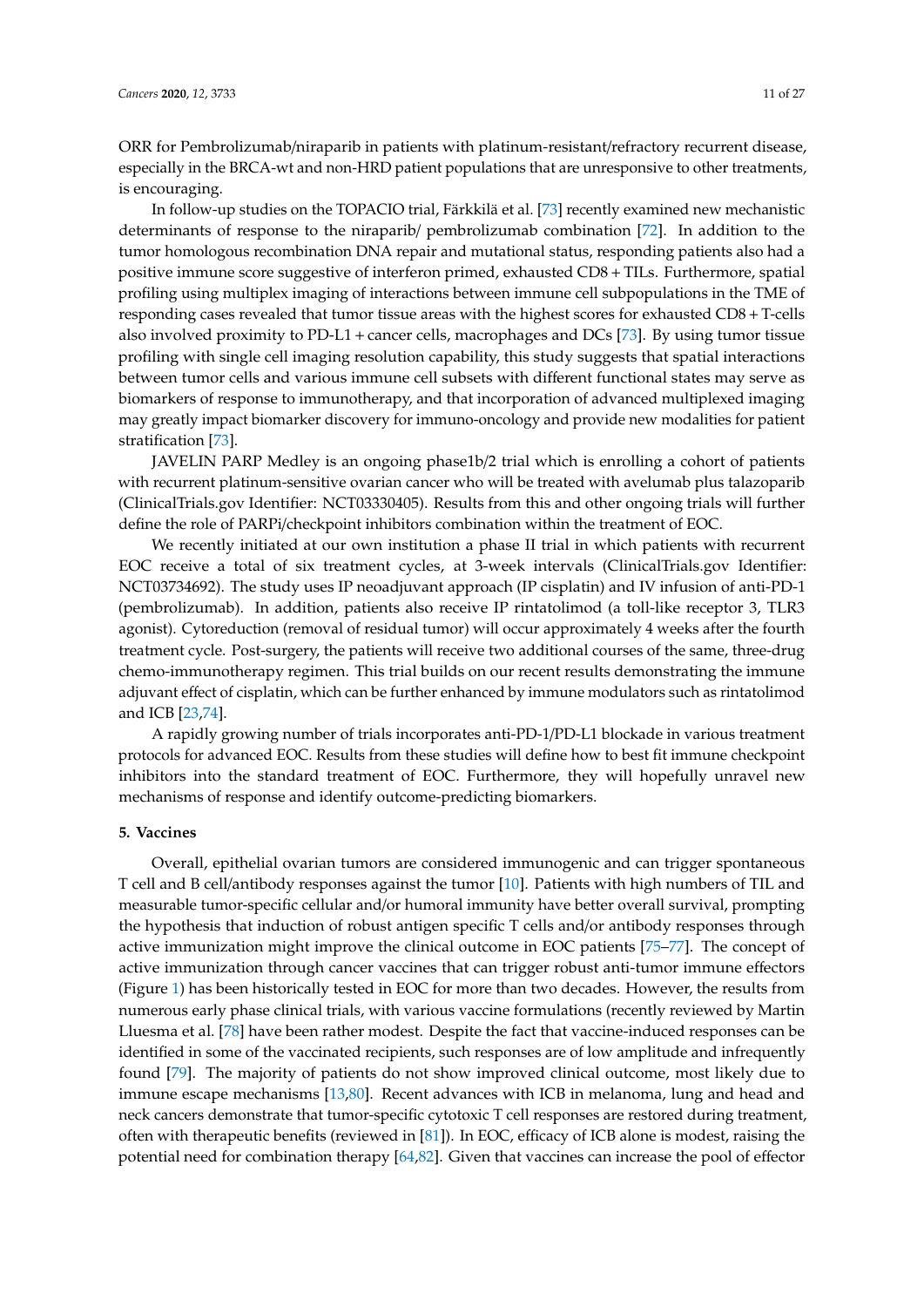ORR for Pembrolizumab/niraparib in patients with platinum-resistant/refractory recurrent disease, especially in the BRCA-wt and non-HRD patient populations that are unresponsive to other treatments, is encouraging.

In follow-up studies on the TOPACIO trial, Färkkilä et al. [73] recently examined new mechanistic determinants of response to the niraparib/ pembrolizumab combination [72]. In addition to the tumor homologous recombination DNA repair and mutational status, responding patients also had a positive immune score suggestive of interferon primed, exhausted CD8 + TILs. Furthermore, spatial profiling using multiplex imaging of interactions between immune cell subpopulations in the TME of responding cases revealed that tumor tissue areas with the highest scores for exhausted CD8 + T-cells also involved proximity to PD-L1 + cancer cells, macrophages and DCs [73]. By using tumor tissue profiling with single cell imaging resolution capability, this study suggests that spatial interactions between tumor cells and various immune cell subsets with different functional states may serve as biomarkers of response to immunotherapy, and that incorporation of advanced multiplexed imaging may greatly impact biomarker discovery for immuno-oncology and provide new modalities for patient stratification [73].

JAVELIN PARP Medley is an ongoing phase1b/2 trial which is enrolling a cohort of patients with recurrent platinum-sensitive ovarian cancer who will be treated with avelumab plus talazoparib (ClinicalTrials.gov Identifier: NCT03330405). Results from this and other ongoing trials will further define the role of PARPi/checkpoint inhibitors combination within the treatment of EOC.

We recently initiated at our own institution a phase II trial in which patients with recurrent EOC receive a total of six treatment cycles, at 3-week intervals (ClinicalTrials.gov Identifier: NCT03734692). The study uses IP neoadjuvant approach (IP cisplatin) and IV infusion of anti-PD-1 (pembrolizumab). In addition, patients also receive IP rintatolimod (a toll-like receptor 3, TLR3 agonist). Cytoreduction (removal of residual tumor) will occur approximately 4 weeks after the fourth treatment cycle. Post-surgery, the patients will receive two additional courses of the same, three-drug chemo-immunotherapy regimen. This trial builds on our recent results demonstrating the immune adjuvant effect of cisplatin, which can be further enhanced by immune modulators such as rintatolimod and ICB [23,74].

A rapidly growing number of trials incorporates anti-PD-1/PD-L1 blockade in various treatment protocols for advanced EOC. Results from these studies will define how to best fit immune checkpoint inhibitors into the standard treatment of EOC. Furthermore, they will hopefully unravel new mechanisms of response and identify outcome-predicting biomarkers.

## 5. Vaccines

Overall, epithelial ovarian tumors are considered immunogenic and can trigger spontaneous T cell and B cell/antibody responses against the tumor [10]. Patients with high numbers of TIL and measurable tumor-specific cellular and/or humoral immunity have better overall survival, prompting the hypothesis that induction of robust antigen specific T cells and/or antibody responses through active immunization might improve the clinical outcome in EOC patients [75–77]. The concept of active immunization through cancer vaccines that can trigger robust anti-tumor immune effectors (Figure 1) has been historically tested in EOC for more than two decades. However, the results from numerous early phase clinical trials, with various vaccine formulations (recently reviewed by Martin Lluesma et al. [78] have been rather modest. Despite the fact that vaccine-induced responses can be identified in some of the vaccinated recipients, such responses are of low amplitude and infrequently found [79]. The majority of patients do not show improved clinical outcome, most likely due to immune escape mechanisms [13,80]. Recent advances with ICB in melanoma, lung and head and neck cancers demonstrate that tumor-specific cytotoxic T cell responses are restored during treatment, often with therapeutic benefits (reviewed in [81]). In EOC, efficacy of ICB alone is modest, raising the potential need for combination therapy [64,82]. Given that vaccines can increase the pool of effector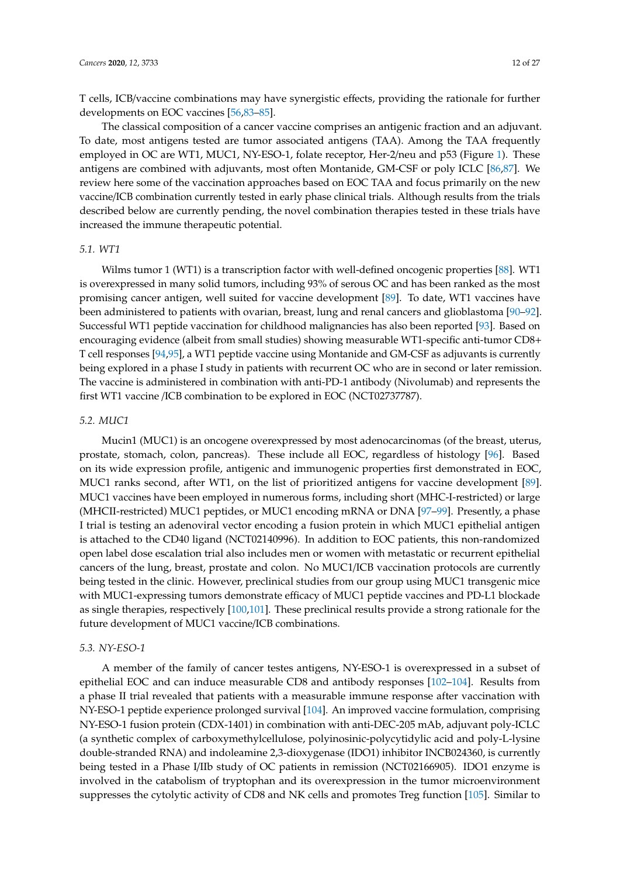T cells, ICB/vaccine combinations may have synergistic effects, providing the rationale for further developments on EOC vaccines [56,83–85].

The classical composition of a cancer vaccine comprises an antigenic fraction and an adjuvant. To date, most antigens tested are tumor associated antigens (TAA). Among the TAA frequently employed in OC are WT1, MUC1, NY-ESO-1, folate receptor, Her-2/neu and p53 (Figure 1). These antigens are combined with adjuvants, most often Montanide, GM-CSF or poly ICLC [86,87]. We review here some of the vaccination approaches based on EOC TAA and focus primarily on the new vaccine/ICB combination currently tested in early phase clinical trials. Although results from the trials described below are currently pending, the novel combination therapies tested in these trials have increased the immune therapeutic potential.

### 5.1. WT1

Wilms tumor 1 (WT1) is a transcription factor with well-defined oncogenic properties [88]. WT1 is overexpressed in many solid tumors, including 93% of serous OC and has been ranked as the most promising cancer antigen, well suited for vaccine development [89]. To date, WT1 vaccines have been administered to patients with ovarian, breast, lung and renal cancers and glioblastoma [90–92]. Successful WT1 peptide vaccination for childhood malignancies has also been reported [93]. Based on encouraging evidence (albeit from small studies) showing measurable WT1-specific anti-tumor CD8+ T cell responses [94,95], a WT1 peptide vaccine using Montanide and GM-CSF as adjuvants is currently being explored in a phase I study in patients with recurrent OC who are in second or later remission. The vaccine is administered in combination with anti-PD-1 antibody (Nivolumab) and represents the first WT1 vaccine /ICB combination to be explored in EOC (NCT02737787).

### 5.2. MUC1

Mucin1 (MUC1) is an oncogene overexpressed by most adenocarcinomas (of the breast, uterus, prostate, stomach, colon, pancreas). These include all EOC, regardless of histology [96]. Based on its wide expression profile, antigenic and immunogenic properties first demonstrated in EOC, MUC1 ranks second, after WT1, on the list of prioritized antigens for vaccine development [89]. MUC1 vaccines have been employed in numerous forms, including short (MHC-I-restricted) or large (MHCII-restricted) MUC1 peptides, or MUC1 encoding mRNA or DNA [97–99]. Presently, a phase I trial is testing an adenoviral vector encoding a fusion protein in which MUC1 epithelial antigen is attached to the CD40 ligand (NCT02140996). In addition to EOC patients, this non-randomized open label dose escalation trial also includes men or women with metastatic or recurrent epithelial cancers of the lung, breast, prostate and colon. No MUC1/ICB vaccination protocols are currently being tested in the clinic. However, preclinical studies from our group using MUC1 transgenic mice with MUC1-expressing tumors demonstrate efficacy of MUC1 peptide vaccines and PD-L1 blockade as single therapies, respectively [100,101]. These preclinical results provide a strong rationale for the future development of MUC1 vaccine/ICB combinations.

### 5.3. NY-ESO-1

A member of the family of cancer testes antigens, NY-ESO-1 is overexpressed in a subset of epithelial EOC and can induce measurable CD8 and antibody responses [102–104]. Results from a phase II trial revealed that patients with a measurable immune response after vaccination with NY-ESO-1 peptide experience prolonged survival [104]. An improved vaccine formulation, comprising NY-ESO-1 fusion protein (CDX-1401) in combination with anti-DEC-205 mAb, adjuvant poly-ICLC (a synthetic complex of carboxymethylcellulose, polyinosinic-polycytidylic acid and poly-L-lysine double-stranded RNA) and indoleamine 2,3-dioxygenase (IDO1) inhibitor INCB024360, is currently being tested in a Phase I/IIb study of OC patients in remission (NCT02166905). IDO1 enzyme is involved in the catabolism of tryptophan and its overexpression in the tumor microenvironment suppresses the cytolytic activity of CD8 and NK cells and promotes Treg function [105]. Similar to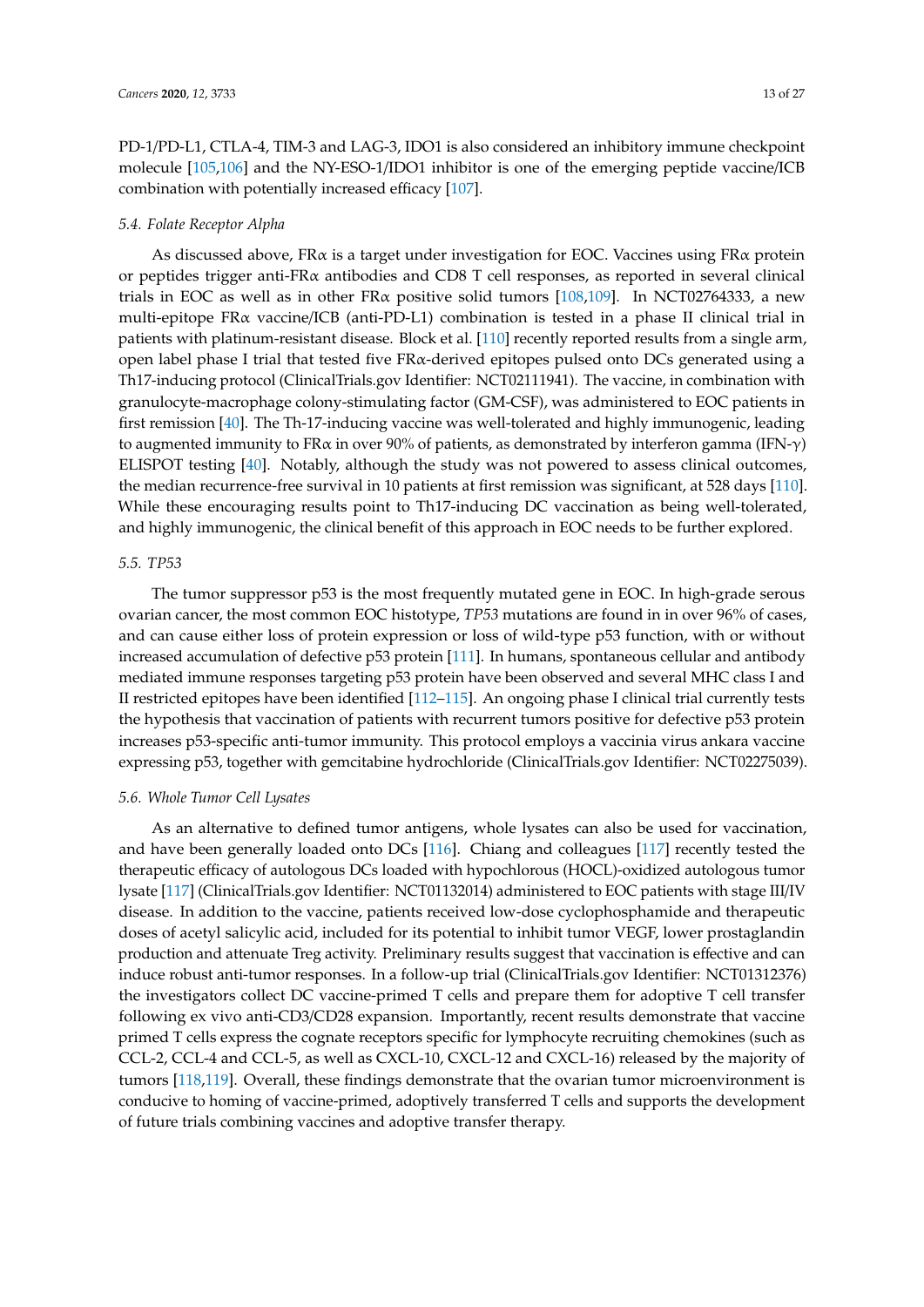PD-1/PD-L1, CTLA-4, TIM-3 and LAG-3, IDO1 is also considered an inhibitory immune checkpoint molecule [105,106] and the NY-ESO-1/IDO1 inhibitor is one of the emerging peptide vaccine/ICB combination with potentially increased efficacy [107].

### 5.4. Folate Receptor Alpha

As discussed above, FRα is a target under investigation for EOC. Vaccines using FRα protein or peptides trigger anti-FRα antibodies and CD8 T cell responses, as reported in several clinical trials in EOC as well as in other FRα positive solid tumors [108,109]. In NCT02764333, a new multi-epitope FRα vaccine/ICB (anti-PD-L1) combination is tested in a phase II clinical trial in patients with platinum-resistant disease. Block et al. [110] recently reported results from a single arm, open label phase I trial that tested five FRα-derived epitopes pulsed onto DCs generated using a Th17-inducing protocol (ClinicalTrials.gov Identifier: NCT02111941). The vaccine, in combination with granulocyte-macrophage colony-stimulating factor (GM-CSF), was administered to EOC patients in first remission [40]. The Th-17-inducing vaccine was well-tolerated and highly immunogenic, leading to augmented immunity to FRα in over 90% of patients, as demonstrated by interferon gamma (IFN-γ) ELISPOT testing [40]. Notably, although the study was not powered to assess clinical outcomes, the median recurrence-free survival in 10 patients at first remission was significant, at 528 days [110]. While these encouraging results point to Th17-inducing DC vaccination as being well-tolerated, and highly immunogenic, the clinical benefit of this approach in EOC needs to be further explored.

### 5.5. *TP53*

The tumor suppressor p53 is the most frequently mutated gene in EOC. In high-grade serous ovarian cancer, the most common EOC histotype, *TP53* mutations are found in in over 96% of cases, and can cause either loss of protein expression or loss of wild-type p53 function, with or without increased accumulation of defective p53 protein [111]. In humans, spontaneous cellular and antibody mediated immune responses targeting p53 protein have been observed and several MHC class I and II restricted epitopes have been identified [112–115]. An ongoing phase I clinical trial currently tests the hypothesis that vaccination of patients with recurrent tumors positive for defective p53 protein increases p53-specific anti-tumor immunity. This protocol employs a vaccinia virus ankara vaccine expressing p53, together with gemcitabine hydrochloride (ClinicalTrials.gov Identifier: NCT02275039).

### 5.6. Whole Tumor Cell Lysates

As an alternative to defined tumor antigens, whole lysates can also be used for vaccination, and have been generally loaded onto DCs [116]. Chiang and colleagues [117] recently tested the therapeutic efficacy of autologous DCs loaded with hypochlorous (HOCL)-oxidized autologous tumor lysate [117] (ClinicalTrials.gov Identifier: NCT01132014) administered to EOC patients with stage III/IV disease. In addition to the vaccine, patients received low-dose cyclophosphamide and therapeutic doses of acetyl salicylic acid, included for its potential to inhibit tumor VEGF, lower prostaglandin production and attenuate Treg activity. Preliminary results suggest that vaccination is effective and can induce robust anti-tumor responses. In a follow-up trial (ClinicalTrials.gov Identifier: NCT01312376) the investigators collect DC vaccine-primed T cells and prepare them for adoptive T cell transfer following ex vivo anti-CD3/CD28 expansion. Importantly, recent results demonstrate that vaccine primed T cells express the cognate receptors specific for lymphocyte recruiting chemokines (such as CCL-2, CCL-4 and CCL-5, as well as CXCL-10, CXCL-12 and CXCL-16) released by the majority of tumors [118,119]. Overall, these findings demonstrate that the ovarian tumor microenvironment is conducive to homing of vaccine-primed, adoptively transferred T cells and supports the development of future trials combining vaccines and adoptive transfer therapy.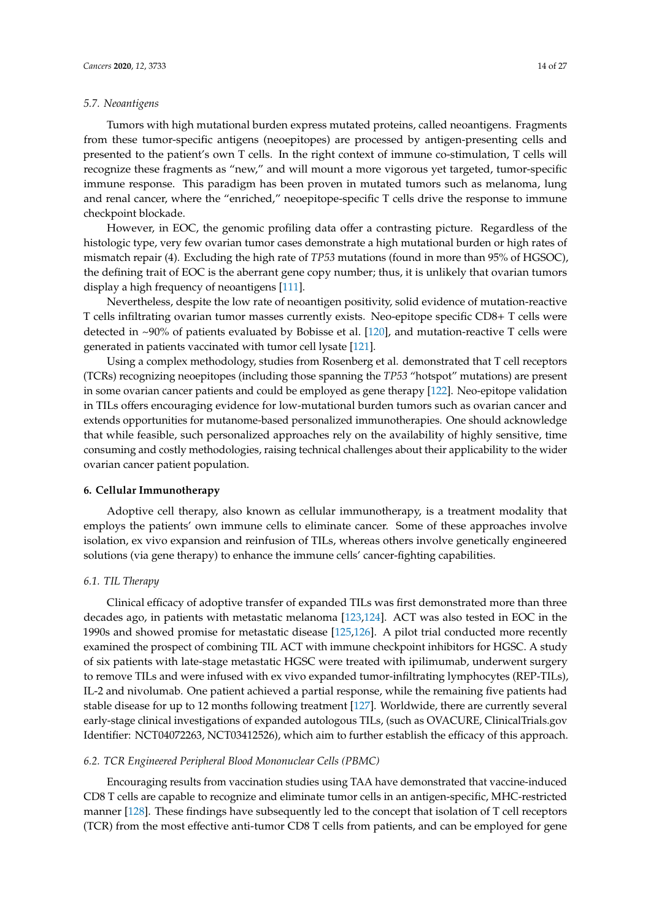### 5.7. Neoantigens

Tumors with high mutational burden express mutated proteins, called neoantigens. Fragments from these tumor-specific antigens (neoepitopes) are processed by antigen-presenting cells and presented to the patient's own T cells. In the right context of immune co-stimulation, T cells will recognize these fragments as "new," and will mount a more vigorous yet targeted, tumor-specific immune response. This paradigm has been proven in mutated tumors such as melanoma, lung and renal cancer, where the "enriched," neoepitope-specific T cells drive the response to immune checkpoint blockade.

However, in EOC, the genomic profiling data offer a contrasting picture. Regardless of the histologic type, very few ovarian tumor cases demonstrate a high mutational burden or high rates of mismatch repair (4). Excluding the high rate of *TP53* mutations (found in more than 95% of HGSOC), the defining trait of EOC is the aberrant gene copy number; thus, it is unlikely that ovarian tumors display a high frequency of neoantigens [111].

Nevertheless, despite the low rate of neoantigen positivity, solid evidence of mutation-reactive T cells infiltrating ovarian tumor masses currently exists. Neo-epitope specific CD8+ T cells were detected in ~90% of patients evaluated by Bobisse et al. [120], and mutation-reactive T cells were generated in patients vaccinated with tumor cell lysate [121].

Using a complex methodology, studies from Rosenberg et al. demonstrated that T cell receptors (TCRs) recognizing neoepitopes (including those spanning the *TP53* "hotspot" mutations) are present in some ovarian cancer patients and could be employed as gene therapy [122]. Neo-epitope validation in TILs offers encouraging evidence for low-mutational burden tumors such as ovarian cancer and extends opportunities for mutanome-based personalized immunotherapies. One should acknowledge that while feasible, such personalized approaches rely on the availability of highly sensitive, time consuming and costly methodologies, raising technical challenges about their applicability to the wider ovarian cancer patient population.

## 6. Cellular Immunotherapy

Adoptive cell therapy, also known as cellular immunotherapy, is a treatment modality that employs the patients' own immune cells to eliminate cancer. Some of these approaches involve isolation, ex vivo expansion and reinfusion of TILs, whereas others involve genetically engineered solutions (via gene therapy) to enhance the immune cells' cancer-fighting capabilities.

### 6.1. TIL Therapy

Clinical efficacy of adoptive transfer of expanded TILs was first demonstrated more than three decades ago, in patients with metastatic melanoma [123,124]. ACT was also tested in EOC in the 1990s and showed promise for metastatic disease [125,126]. A pilot trial conducted more recently examined the prospect of combining TIL ACT with immune checkpoint inhibitors for HGSC. A study of six patients with late-stage metastatic HGSC were treated with ipilimumab, underwent surgery to remove TILs and were infused with ex vivo expanded tumor-infiltrating lymphocytes (REP-TILs), IL-2 and nivolumab. One patient achieved a partial response, while the remaining five patients had stable disease for up to 12 months following treatment [127]. Worldwide, there are currently several early-stage clinical investigations of expanded autologous TILs, (such as OVACURE, ClinicalTrials.gov Identifier: NCT04072263, NCT03412526), which aim to further establish the efficacy of this approach.

### 6.2. TCR Engineered Peripheral Blood Mononuclear Cells (PBMC)

Encouraging results from vaccination studies using TAA have demonstrated that vaccine-induced CD8 T cells are capable to recognize and eliminate tumor cells in an antigen-specific, MHC-restricted manner [128]. These findings have subsequently led to the concept that isolation of T cell receptors (TCR) from the most effective anti-tumor CD8 T cells from patients, and can be employed for gene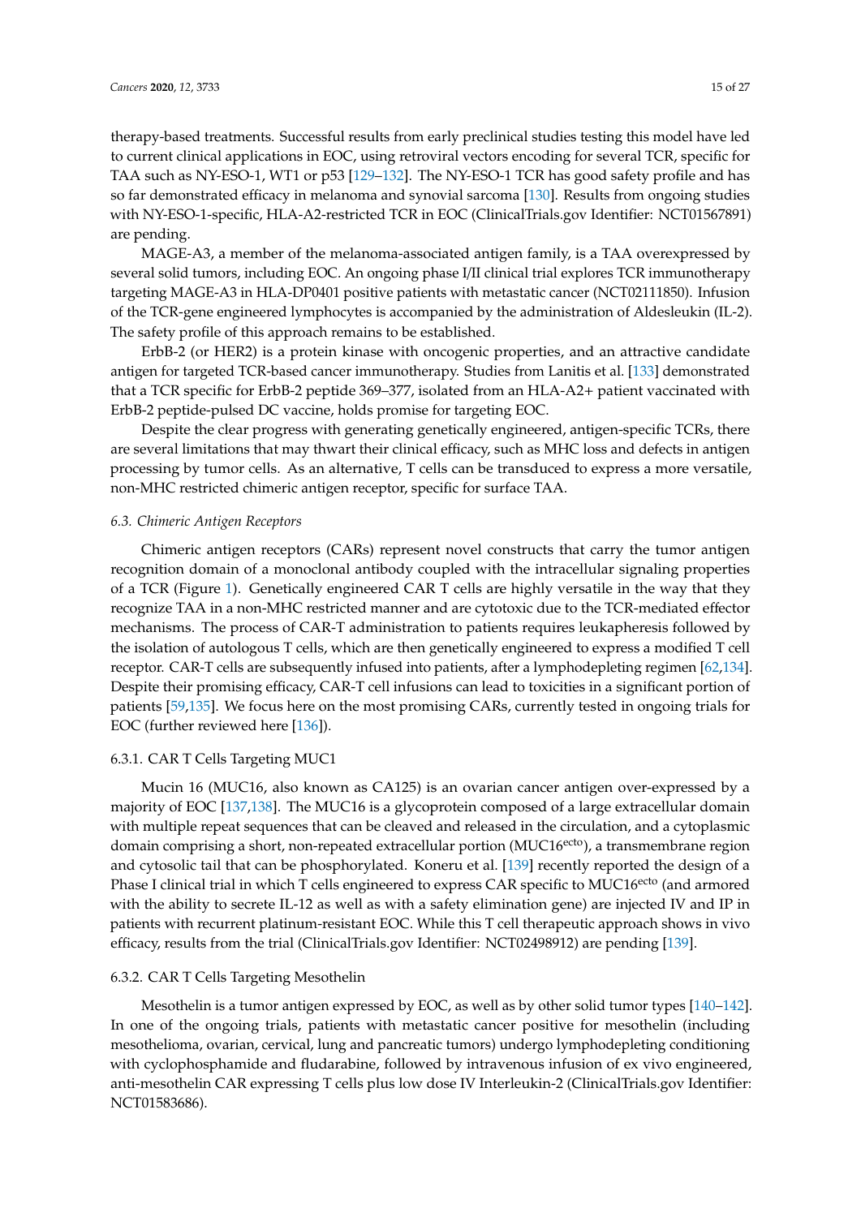therapy-based treatments. Successful results from early preclinical studies testing this model have led to current clinical applications in EOC, using retroviral vectors encoding for several TCR, specific for TAA such as NY-ESO-1, WT1 or p53 [129–132]. The NY-ESO-1 TCR has good safety profile and has so far demonstrated efficacy in melanoma and synovial sarcoma [130]. Results from ongoing studies with NY-ESO-1-specific, HLA-A2-restricted TCR in EOC (ClinicalTrials.gov Identifier: NCT01567891) are pending.

MAGE-A3, a member of the melanoma-associated antigen family, is a TAA overexpressed by several solid tumors, including EOC. An ongoing phase I/II clinical trial explores TCR immunotherapy targeting MAGE-A3 in HLA-DP0401 positive patients with metastatic cancer (NCT02111850). Infusion of the TCR-gene engineered lymphocytes is accompanied by the administration of Aldesleukin (IL-2). The safety profile of this approach remains to be established.

ErbB-2 (or HER2) is a protein kinase with oncogenic properties, and an attractive candidate antigen for targeted TCR-based cancer immunotherapy. Studies from Lanitis et al. [133] demonstrated that a TCR specific for ErbB-2 peptide 369–377, isolated from an HLA-A2+ patient vaccinated with ErbB-2 peptide-pulsed DC vaccine, holds promise for targeting EOC.

Despite the clear progress with generating genetically engineered, antigen-specific TCRs, there are several limitations that may thwart their clinical efficacy, such as MHC loss and defects in antigen processing by tumor cells. As an alternative, T cells can be transduced to express a more versatile, non-MHC restricted chimeric antigen receptor, specific for surface TAA.

### *6.3. Chimeric Antigen Receptors*

Chimeric antigen receptors (CARs) represent novel constructs that carry the tumor antigen recognition domain of a monoclonal antibody coupled with the intracellular signaling properties of a TCR (Figure 1). Genetically engineered CAR T cells are highly versatile in the way that they recognize TAA in a non-MHC restricted manner and are cytotoxic due to the TCR-mediated effector mechanisms. The process of CAR-T administration to patients requires leukapheresis followed by the isolation of autologous T cells, which are then genetically engineered to express a modified T cell receptor. CAR-T cells are subsequently infused into patients, after a lymphodepleting regimen [62,134]. Despite their promising efficacy, CAR-T cell infusions can lead to toxicities in a significant portion of patients [59,135]. We focus here on the most promising CARs, currently tested in ongoing trials for EOC (further reviewed here [136]).

#### 6.3.1. CAR T Cells Targeting MUC1

Mucin 16 (MUC16, also known as CA125) is an ovarian cancer antigen over-expressed by a majority of EOC [137,138]. The MUC16 is a glycoprotein composed of a large extracellular domain with multiple repeat sequences that can be cleaved and released in the circulation, and a cytoplasmic domain comprising a short, non-repeated extracellular portion ($MUC16^{ecto}$), a transmembrane region and cytosolic tail that can be phosphorylated. Koneru et al. [139] recently reported the design of a Phase I clinical trial in which T cells engineered to express CAR specific to $MUC16^{ecto}$ (and armored with the ability to secrete IL-12 as well as with a safety elimination gene) are injected IV and IP in patients with recurrent platinum-resistant EOC. While this T cell therapeutic approach shows in vivo efficacy, results from the trial (ClinicalTrials.gov Identifier: NCT02498912) are pending [139].

#### 6.3.2. CAR T Cells Targeting Mesothelin

Mesothelin is a tumor antigen expressed by EOC, as well as by other solid tumor types [140–142]. In one of the ongoing trials, patients with metastatic cancer positive for mesothelin (including mesothelioma, ovarian, cervical, lung and pancreatic tumors) undergo lymphodepleting conditioning with cyclophosphamide and fludarabine, followed by intravenous infusion of ex vivo engineered, anti-mesothelin CAR expressing T cells plus low dose IV Interleukin-2 (ClinicalTrials.gov Identifier: NCT01583686).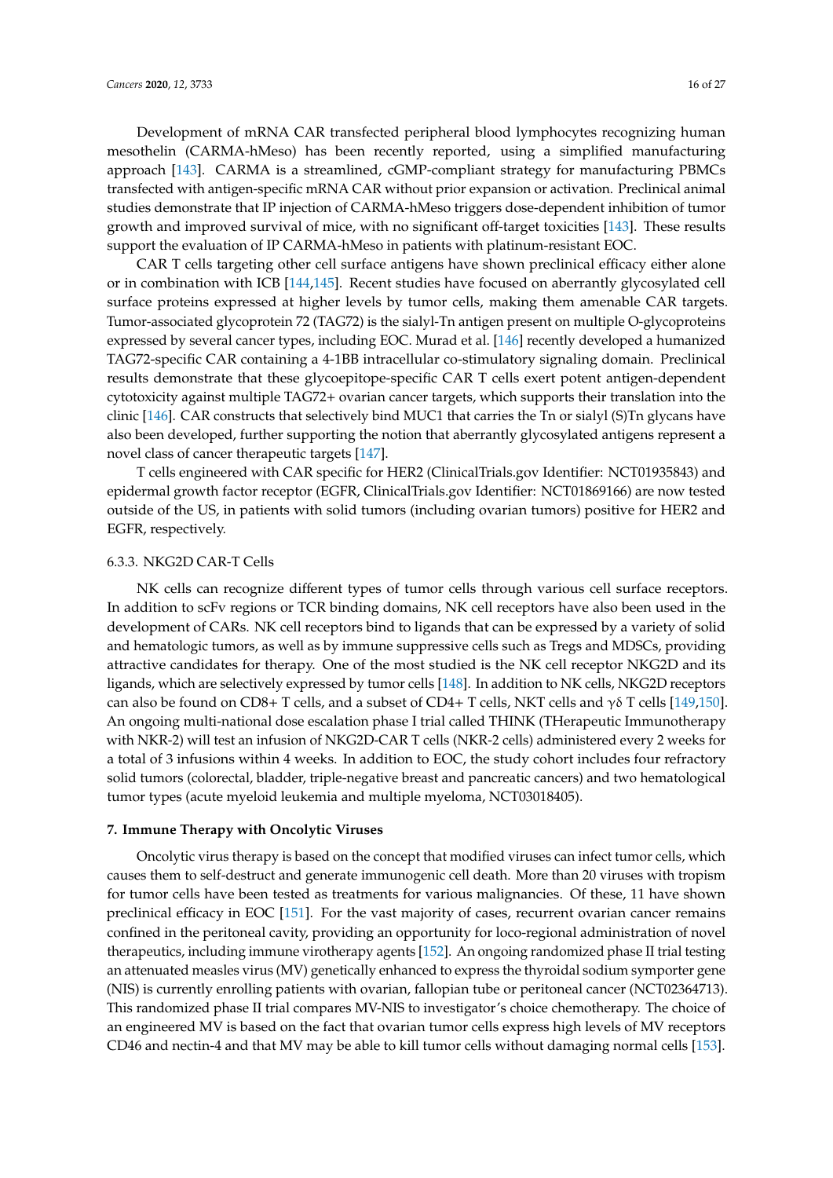Development of mRNA CAR transfected peripheral blood lymphocytes recognizing human mesothelin (CARMA-hMeso) has been recently reported, using a simplified manufacturing approach [143]. CARMA is a streamlined, cGMP-compliant strategy for manufacturing PBMCs transfected with antigen-specific mRNA CAR without prior expansion or activation. Preclinical animal studies demonstrate that IP injection of CARMA-hMeso triggers dose-dependent inhibition of tumor growth and improved survival of mice, with no significant off-target toxicities [143]. These results support the evaluation of IP CARMA-hMeso in patients with platinum-resistant EOC.

CAR T cells targeting other cell surface antigens have shown preclinical efficacy either alone or in combination with ICB [144,145]. Recent studies have focused on aberrantly glycosylated cell surface proteins expressed at higher levels by tumor cells, making them amenable CAR targets. Tumor-associated glycoprotein 72 (TAG72) is the sialyl-Tn antigen present on multiple O-glycoproteins expressed by several cancer types, including EOC. Murad et al. [146] recently developed a humanized TAG72-specific CAR containing a 4-1BB intracellular co-stimulatory signaling domain. Preclinical results demonstrate that these glycoepitope-specific CAR T cells exert potent antigen-dependent cytotoxicity against multiple TAG72+ ovarian cancer targets, which supports their translation into the clinic [146]. CAR constructs that selectively bind MUC1 that carries the Tn or sialyl (S)Tn glycans have also been developed, further supporting the notion that aberrantly glycosylated antigens represent a novel class of cancer therapeutic targets [147].

T cells engineered with CAR specific for HER2 (ClinicalTrials.gov Identifier: NCT01935843) and epidermal growth factor receptor (EGFR, ClinicalTrials.gov Identifier: NCT01869166) are now tested outside of the US, in patients with solid tumors (including ovarian tumors) positive for HER2 and EGFR, respectively.

#### 6.3.3. NKG2D CAR-T Cells

NK cells can recognize different types of tumor cells through various cell surface receptors. In addition to scFv regions or TCR binding domains, NK cell receptors have also been used in the development of CARs. NK cell receptors bind to ligands that can be expressed by a variety of solid and hematologic tumors, as well as by immune suppressive cells such as Tregs and MDSCs, providing attractive candidates for therapy. One of the most studied is the NK cell receptor NKG2D and its ligands, which are selectively expressed by tumor cells [148]. In addition to NK cells, NKG2D receptors can also be found on CD8+ T cells, and a subset of CD4+ T cells, NKT cells and $\gamma\delta$ T cells [149,150]. An ongoing multi-national dose escalation phase I trial called THINK (THerapeutic Immunotherapy with NKR-2) will test an infusion of NKG2D-CAR T cells (NKR-2 cells) administered every 2 weeks for a total of 3 infusions within 4 weeks. In addition to EOC, the study cohort includes four refractory solid tumors (colorectal, bladder, triple-negative breast and pancreatic cancers) and two hematological tumor types (acute myeloid leukemia and multiple myeloma, NCT03018405).

## 7. Immune Therapy with Oncolytic Viruses

Oncolytic virus therapy is based on the concept that modified viruses can infect tumor cells, which causes them to self-destruct and generate immunogenic cell death. More than 20 viruses with tropism for tumor cells have been tested as treatments for various malignancies. Of these, 11 have shown preclinical efficacy in EOC [151]. For the vast majority of cases, recurrent ovarian cancer remains confined in the peritoneal cavity, providing an opportunity for loco-regional administration of novel therapeutics, including immune virotherapy agents [152]. An ongoing randomized phase II trial testing an attenuated measles virus (MV) genetically enhanced to express the thyroidal sodium symporter gene (NIS) is currently enrolling patients with ovarian, fallopian tube or peritoneal cancer (NCT02364713). This randomized phase II trial compares MV-NIS to investigator's choice chemotherapy. The choice of an engineered MV is based on the fact that ovarian tumor cells express high levels of MV receptors CD46 and nectin-4 and that MV may be able to kill tumor cells without damaging normal cells [153].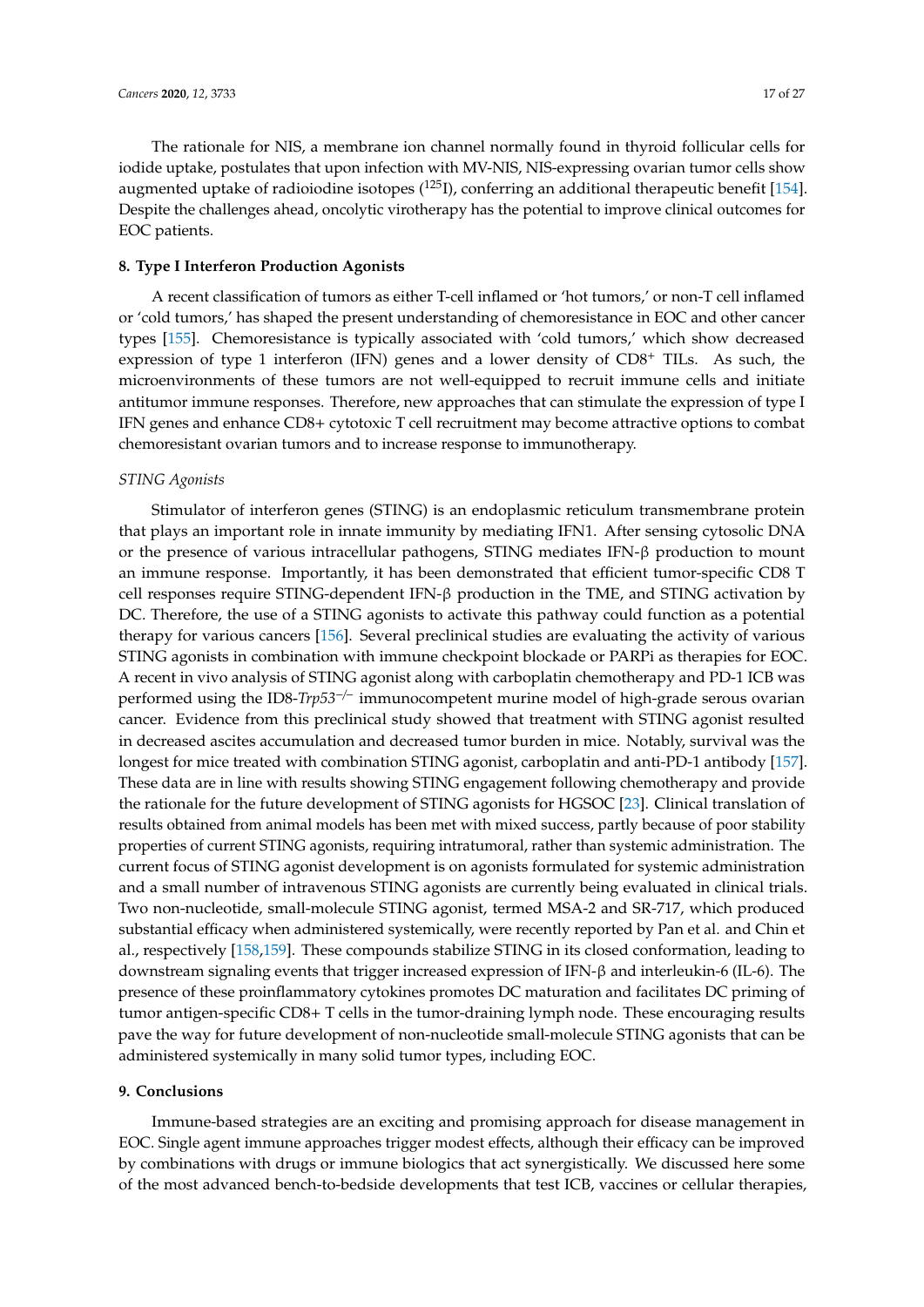The rationale for NIS, a membrane ion channel normally found in thyroid follicular cells for iodide uptake, postulates that upon infection with MV-NIS, NIS-expressing ovarian tumor cells show augmented uptake of radioiodine isotopes ($^{125}$I), conferring an additional therapeutic benefit [154]. Despite the challenges ahead, oncolytic virotherapy has the potential to improve clinical outcomes for EOC patients.

## 8. Type I Interferon Production Agonists

A recent classification of tumors as either T-cell inflamed or 'hot tumors,' or non-T cell inflamed or 'cold tumors,' has shaped the present understanding of chemoresistance in EOC and other cancer types [155]. Chemoresistance is typically associated with 'cold tumors,' which show decreased expression of type 1 interferon (IFN) genes and a lower density of CD8$^{+}$ TILs. As such, the microenvironments of these tumors are not well-equipped to recruit immune cells and initiate antitumor immune responses. Therefore, new approaches that can stimulate the expression of type I IFN genes and enhance CD8+ cytotoxic T cell recruitment may become attractive options to combat chemoresistant ovarian tumors and to increase response to immunotherapy.

### *STING Agonists*

Stimulator of interferon genes (STING) is an endoplasmic reticulum transmembrane protein that plays an important role in innate immunity by mediating IFN1. After sensing cytosolic DNA or the presence of various intracellular pathogens, STING mediates IFN-β production to mount an immune response. Importantly, it has been demonstrated that efficient tumor-specific CD8 T cell responses require STING-dependent IFN-β production in the TME, and STING activation by DC. Therefore, the use of a STING agonists to activate this pathway could function as a potential therapy for various cancers [156]. Several preclinical studies are evaluating the activity of various STING agonists in combination with immune checkpoint blockade or PARPi as therapies for EOC. A recent in vivo analysis of STING agonist along with carboplatin chemotherapy and PD-1 ICB was performed using the ID8-*Trp53*$^{-/-}$ immunocompetent murine model of high-grade serous ovarian cancer. Evidence from this preclinical study showed that treatment with STING agonist resulted in decreased ascites accumulation and decreased tumor burden in mice. Notably, survival was the longest for mice treated with combination STING agonist, carboplatin and anti-PD-1 antibody [157]. These data are in line with results showing STING engagement following chemotherapy and provide the rationale for the future development of STING agonists for HGSOC [23]. Clinical translation of results obtained from animal models has been met with mixed success, partly because of poor stability properties of current STING agonists, requiring intratumoral, rather than systemic administration. The current focus of STING agonist development is on agonists formulated for systemic administration and a small number of intravenous STING agonists are currently being evaluated in clinical trials. Two non-nucleotide, small-molecule STING agonist, termed MSA-2 and SR-717, which produced substantial efficacy when administered systemically, were recently reported by Pan et al. and Chin et al., respectively [158,159]. These compounds stabilize STING in its closed conformation, leading to downstream signaling events that trigger increased expression of IFN-β and interleukin-6 (IL-6). The presence of these proinflammatory cytokines promotes DC maturation and facilitates DC priming of tumor antigen-specific CD8+ T cells in the tumor-draining lymph node. These encouraging results pave the way for future development of non-nucleotide small-molecule STING agonists that can be administered systemically in many solid tumor types, including EOC.

## 9. Conclusions

Immune-based strategies are an exciting and promising approach for disease management in EOC. Single agent immune approaches trigger modest effects, although their efficacy can be improved by combinations with drugs or immune biologics that act synergistically. We discussed here some of the most advanced bench-to-bedside developments that test ICB, vaccines or cellular therapies,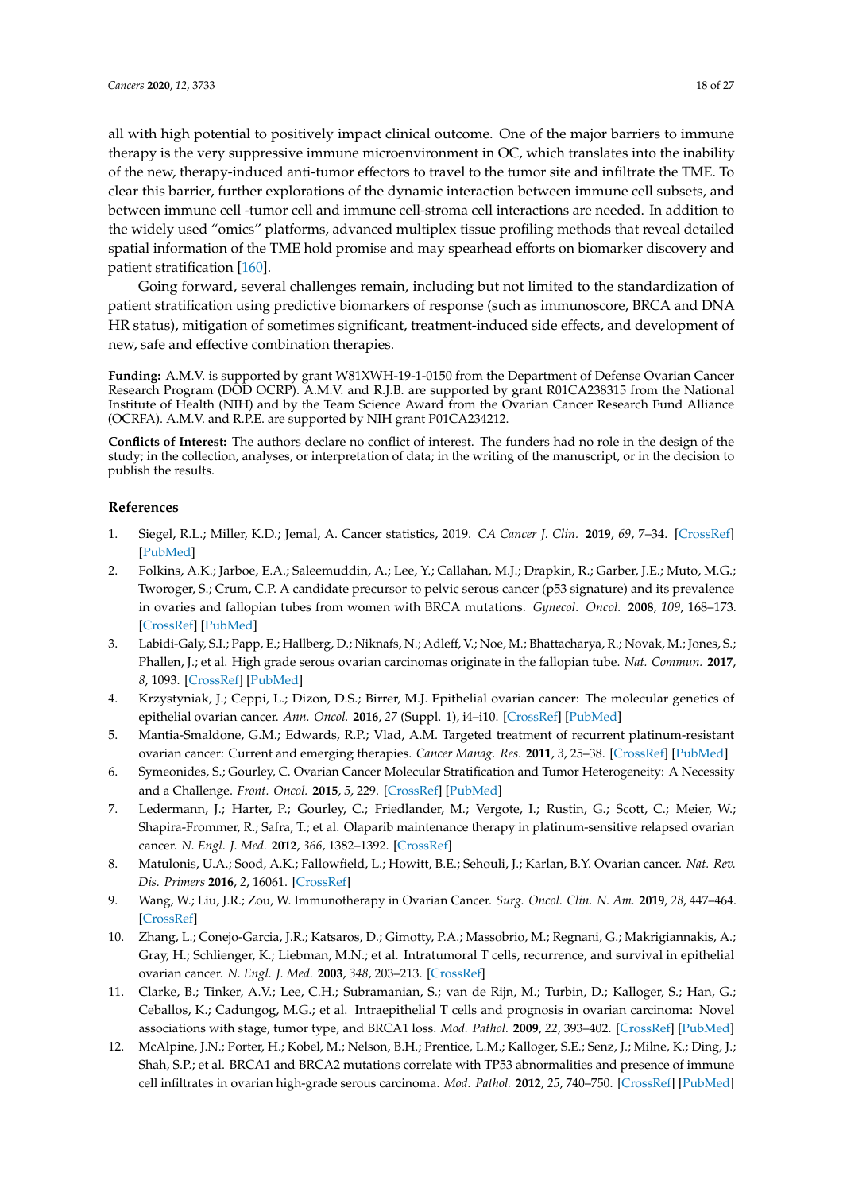all with high potential to positively impact clinical outcome. One of the major barriers to immune therapy is the very suppressive immune microenvironment in OC, which translates into the inability of the new, therapy-induced anti-tumor effectors to travel to the tumor site and infiltrate the TME. To clear this barrier, further explorations of the dynamic interaction between immune cell subsets, and between immune cell -tumor cell and immune cell-stroma cell interactions are needed. In addition to the widely used "omics" platforms, advanced multiplex tissue profiling methods that reveal detailed spatial information of the TME hold promise and may spearhead efforts on biomarker discovery and patient stratification [160].

Going forward, several challenges remain, including but not limited to the standardization of patient stratification using predictive biomarkers of response (such as immunoscore, BRCA and DNA HR status), mitigation of sometimes significant, treatment-induced side effects, and development of new, safe and effective combination therapies.

**Funding:** A.M.V. is supported by grant W81XWH-19-1-0150 from the Department of Defense Ovarian Cancer Research Program (DOD OCRP). A.M.V. and R.J.B. are supported by grant R01CA238315 from the National Institute of Health (NIH) and by the Team Science Award from the Ovarian Cancer Research Fund Alliance (OCRFA). A.M.V. and R.P.E. are supported by NIH grant P01CA234212.

**Conflicts of Interest:** The authors declare no conflict of interest. The funders had no role in the design of the study; in the collection, analyses, or interpretation of data; in the writing of the manuscript, or in the decision to publish the results.

## References

1. Siegel, R.L.; Miller, K.D.; Jemal, A. Cancer statistics, 2019. *CA Cancer J. Clin.* **2019**, *69*, 7–34. [CrossRef] [PubMed]
2. Folkins, A.K.; Jarboe, E.A.; Saleemuddin, A.; Lee, Y.; Callahan, M.J.; Drapkin, R.; Garber, J.E.; Muto, M.G.; Tworoger, S.; Crum, C.P. A candidate precursor to pelvic serous cancer (p53 signature) and its prevalence in ovaries and fallopian tubes from women with BRCA mutations. *Gynecol. Oncol.* **2008**, *109*, 168–173. [CrossRef] [PubMed]
3. Labidi-Galy, S.I.; Papp, E.; Hallberg, D.; Niknafs, N.; Adleff, V.; Noe, M.; Bhattacharya, R.; Novak, M.; Jones, S.; Phallen, J.; et al. High grade serous ovarian carcinomas originate in the fallopian tube. *Nat. Commun.* **2017**, *8*, 1093. [CrossRef] [PubMed]
4. Krzystyniak, J.; Ceppi, L.; Dizon, D.S.; Birrer, M.J. Epithelial ovarian cancer: The molecular genetics of epithelial ovarian cancer. *Ann. Oncol.* **2016**, *27* (Suppl. 1), i4–i10. [CrossRef] [PubMed]
5. Mantia-Smaldone, G.M.; Edwards, R.P.; Vlad, A.M. Targeted treatment of recurrent platinum-resistant ovarian cancer: Current and emerging therapies. *Cancer Manag. Res.* **2011**, *3*, 25–38. [CrossRef] [PubMed]
6. Symeonides, S.; Gourley, C. Ovarian Cancer Molecular Stratification and Tumor Heterogeneity: A Necessity and a Challenge. *Front. Oncol.* **2015**, *5*, 229. [CrossRef] [PubMed]
7. Ledermann, J.; Harter, P.; Gourley, C.; Friedlander, M.; Vergote, I.; Rustin, G.; Scott, C.; Meier, W.; Shapira-Frommer, R.; Safra, T.; et al. Olaparib maintenance therapy in platinum-sensitive relapsed ovarian cancer. *N. Engl. J. Med.* **2012**, *366*, 1382–1392. [CrossRef]
8. Matulonis, U.A.; Sood, A.K.; Fallowfield, L.; Howitt, B.E.; Sehouli, J.; Karlan, B.Y. Ovarian cancer. *Nat. Rev. Dis. Primers* **2016**, *2*, 16061. [CrossRef]
9. Wang, W.; Liu, J.R.; Zou, W. Immunotherapy in Ovarian Cancer. *Surg. Oncol. Clin. N. Am.* **2019**, *28*, 447–464. [CrossRef]
10. Zhang, L.; Conejo-Garcia, J.R.; Katsaros, D.; Gimotty, P.A.; Massobrio, M.; Regnani, G.; Makrigiannakis, A.; Gray, H.; Schlienger, K.; Liebman, M.N.; et al. Intratumoral T cells, recurrence, and survival in epithelial ovarian cancer. *N. Engl. J. Med.* **2003**, *348*, 203–213. [CrossRef]
11. Clarke, B.; Tinker, A.V.; Lee, C.H.; Subramanian, S.; van de Rijn, M.; Turbin, D.; Kalloger, S.; Han, G.; Ceballos, K.; Cadungog, M.G.; et al. Intraepithelial T cells and prognosis in ovarian carcinoma: Novel associations with stage, tumor type, and BRCA1 loss. *Mod. Pathol.* **2009**, *22*, 393–402. [CrossRef] [PubMed]
12. McAlpine, J.N.; Porter, H.; Kobel, M.; Nelson, B.H.; Prentice, L.M.; Kalloger, S.E.; Senz, J.; Milne, K.; Ding, J.; Shah, S.P.; et al. BRCA1 and BRCA2 mutations correlate with TP53 abnormalities and presence of immune cell infiltrates in ovarian high-grade serous carcinoma. *Mod. Pathol.* **2012**, *25*, 740–750. [CrossRef] [PubMed]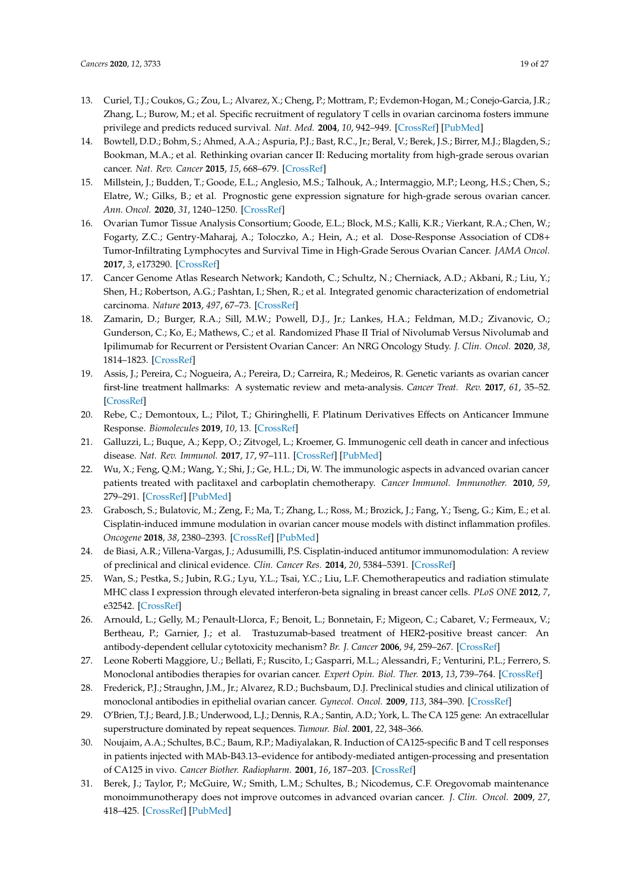13. Curiel, T.J.; Coukos, G.; Zou, L.; Alvarez, X.; Cheng, P.; Mottram, P.; Evdemon-Hogan, M.; Conejo-Garcia, J.R.; Zhang, L.; Burow, M.; et al. Specific recruitment of regulatory T cells in ovarian carcinoma fosters immune privilege and predicts reduced survival. *Nat. Med.* **2004**, *10*, 942–949. [CrossRef] [PubMed]
14. Bowtell, D.D.; Bohm, S.; Ahmed, A.A.; Aspuria, P.J.; Bast, R.C., Jr.; Beral, V.; Berek, J.S.; Birrer, M.J.; Blagden, S.; Bookman, M.A.; et al. Rethinking ovarian cancer II: Reducing mortality from high-grade serous ovarian cancer. *Nat. Rev. Cancer* **2015**, *15*, 668–679. [CrossRef]
15. Millstein, J.; Budden, T.; Goode, E.L.; Anglesio, M.S.; Talhouk, A.; Intermaggio, M.P.; Leong, H.S.; Chen, S.; Elatre, W.; Gilks, B.; et al. Prognostic gene expression signature for high-grade serous ovarian cancer. *Ann. Oncol.* **2020**, *31*, 1240–1250. [CrossRef]
16. Ovarian Tumor Tissue Analysis Consortium; Goode, E.L.; Block, M.S.; Kalli, K.R.; Vierkant, R.A.; Chen, W.; Fogarty, Z.C.; Gentry-Maharaj, A.; Toloczko, A.; Hein, A.; et al. Dose-Response Association of CD8+ Tumor-Infiltrating Lymphocytes and Survival Time in High-Grade Serous Ovarian Cancer. *JAMA Oncol.* **2017**, *3*, e173290. [CrossRef]
17. Cancer Genome Atlas Research Network; Kandoth, C.; Schultz, N.; Cherniack, A.D.; Akbani, R.; Liu, Y.; Shen, H.; Robertson, A.G.; Pashtan, I.; Shen, R.; et al. Integrated genomic characterization of endometrial carcinoma. *Nature* **2013**, *497*, 67–73. [CrossRef]
18. Zamarin, D.; Burger, R.A.; Sill, M.W.; Powell, D.J., Jr.; Lankes, H.A.; Feldman, M.D.; Zivanovic, O.; Gunderson, C.; Ko, E.; Mathews, C.; et al. Randomized Phase II Trial of Nivolumab Versus Nivolumab and Ipilimumab for Recurrent or Persistent Ovarian Cancer: An NRG Oncology Study. *J. Clin. Oncol.* **2020**, *38*, 1814–1823. [CrossRef]
19. Assis, J.; Pereira, C.; Nogueira, A.; Pereira, D.; Carreira, R.; Medeiros, R. Genetic variants as ovarian cancer first-line treatment hallmarks: A systematic review and meta-analysis. *Cancer Treat. Rev.* **2017**, *61*, 35–52. [CrossRef]
20. Rebe, C.; Demontoux, L.; Pilot, T.; Ghiringhelli, F. Platinum Derivatives Effects on Anticancer Immune Response. *Biomolecules* **2019**, *10*, 13. [CrossRef]
21. Galluzzi, L.; Buque, A.; Kepp, O.; Zitvogel, L.; Kroemer, G. Immunogenic cell death in cancer and infectious disease. *Nat. Rev. Immunol.* **2017**, *17*, 97–111. [CrossRef] [PubMed]
22. Wu, X.; Feng, Q.M.; Wang, Y.; Shi, J.; Ge, H.L.; Di, W. The immunologic aspects in advanced ovarian cancer patients treated with paclitaxel and carboplatin chemotherapy. *Cancer Immunol. Immunother.* **2010**, *59*, 279–291. [CrossRef] [PubMed]
23. Grabosch, S.; Bulatovic, M.; Zeng, F.; Ma, T.; Zhang, L.; Ross, M.; Brozick, J.; Fang, Y.; Tseng, G.; Kim, E.; et al. Cisplatin-induced immune modulation in ovarian cancer mouse models with distinct inflammation profiles. *Oncogene* **2018**, *38*, 2380–2393. [CrossRef] [PubMed]
24. de Biasi, A.R.; Villena-Vargas, J.; Adusumilli, P.S. Cisplatin-induced antitumor immunomodulation: A review of preclinical and clinical evidence. *Clin. Cancer Res.* **2014**, *20*, 5384–5391. [CrossRef]
25. Wan, S.; Pestka, S.; Jubin, R.G.; Lyu, Y.L.; Tsai, Y.C.; Liu, L.F. Chemotherapeutics and radiation stimulate MHC class I expression through elevated interferon-beta signaling in breast cancer cells. *PLoS ONE* **2012**, *7*, e32542. [CrossRef]
26. Arnould, L.; Gelly, M.; Penault-Llorca, F.; Benoit, L.; Bonnetain, F.; Migeon, C.; Cabaret, V.; Fermeaux, V.; Bertheau, P.; Garnier, J.; et al. Trastuzumab-based treatment of HER2-positive breast cancer: An antibody-dependent cellular cytotoxicity mechanism? *Br. J. Cancer* **2006**, *94*, 259–267. [CrossRef]
27. Leone Roberti Maggiore, U.; Bellati, F.; Ruscito, I.; Gasparri, M.L.; Alessandri, F.; Venturini, P.L.; Ferrero, S. Monoclonal antibodies therapies for ovarian cancer. *Expert Opin. Biol. Ther.* **2013**, *13*, 739–764. [CrossRef]
28. Frederick, P.J.; Straughn, J.M., Jr.; Alvarez, R.D.; Buchsbaum, D.J. Preclinical studies and clinical utilization of monoclonal antibodies in epithelial ovarian cancer. *Gynecol. Oncol.* **2009**, *113*, 384–390. [CrossRef]
29. O'Brien, T.J.; Beard, J.B.; Underwood, L.J.; Dennis, R.A.; Santin, A.D.; York, L. The CA 125 gene: An extracellular superstructure dominated by repeat sequences. *Tumour. Biol.* **2001**, *22*, 348–366.
30. Noujaim, A.A.; Schultes, B.C.; Baum, R.P.; Madiyalakan, R. Induction of CA125-specific B and T cell responses in patients injected with MAb-B43.13–evidence for antibody-mediated antigen-processing and presentation of CA125 in vivo. *Cancer Biother. Radiopharm.* **2001**, *16*, 187–203. [CrossRef]
31. Berek, J.; Taylor, P.; McGuire, W.; Smith, L.M.; Schultes, B.; Nicodemus, C.F. Oregovomab maintenance monoimmunotherapy does not improve outcomes in advanced ovarian cancer. *J. Clin. Oncol.* **2009**, *27*, 418–425. [CrossRef] [PubMed]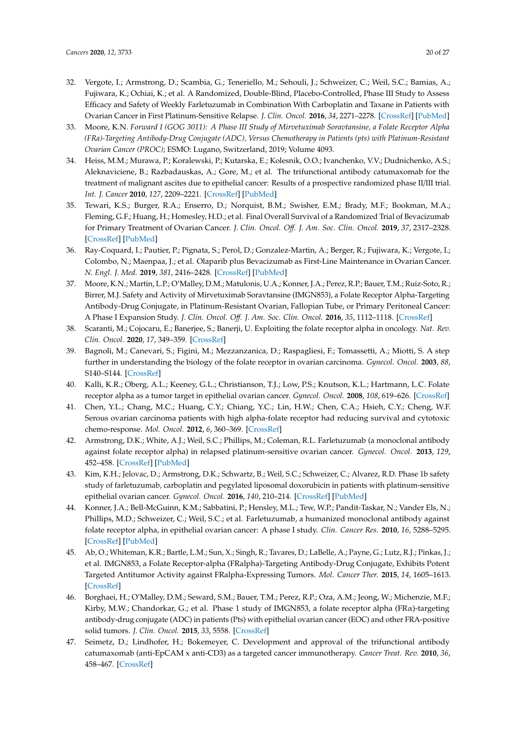32. Vergote, I.; Armstrong, D.; Scambia, G.; Teneriello, M.; Sehouli, J.; Schweizer, C.; Weil, S.C.; Bamias, A.; Fujiwara, K.; Ochiai, K.; et al. A Randomized, Double-Blind, Placebo-Controlled, Phase III Study to Assess Efficacy and Safety of Weekly Farletuzumab in Combination With Carboplatin and Taxane in Patients with Ovarian Cancer in First Platinum-Sensitive Relapse. *J. Clin. Oncol.* **2016**, *34*, 2271–2278. [CrossRef] [PubMed]
33. Moore, K.N. *Forward I (GOG 3011): A Phase III Study of Mirvetuximab Soravtansine, a Folate Receptor Alpha (FRa)-Targeting Antibody-Drug Conjugate (ADC), Versus Chemotherapy in Patients (pts) with Platinum-Resistant Ovarian Cancer (PROC)*; ESMO: Lugano, Switzerland, 2019; Volume 4093.
34. Heiss, M.M.; Murawa, P.; Koralewski, P.; Kutarska, E.; Kolesnik, O.O.; Ivanchenko, V.V.; Dudnichenko, A.S.; Aleknaviciene, B.; Razbadauskas, A.; Gore, M.; et al. The trifunctional antibody catumaxomab for the treatment of malignant ascites due to epithelial cancer: Results of a prospective randomized phase II/III trial. *Int. J. Cancer* **2010**, *127*, 2209–2221. [CrossRef] [PubMed]
35. Tewari, K.S.; Burger, R.A.; Enserro, D.; Norquist, B.M.; Swisher, E.M.; Brady, M.F.; Bookman, M.A.; Fleming, G.F.; Huang, H.; Homesley, H.D.; et al. Final Overall Survival of a Randomized Trial of Bevacizumab for Primary Treatment of Ovarian Cancer. *J. Clin. Oncol. Off. J. Am. Soc. Clin. Oncol.* **2019**, *37*, 2317–2328. [CrossRef] [PubMed]
36. Ray-Coquard, I.; Pautier, P.; Pignata, S.; Perol, D.; Gonzalez-Martin, A.; Berger, R.; Fujiwara, K.; Vergote, I.; Colombo, N.; Maenpaa, J.; et al. Olaparib plus Bevacizumab as First-Line Maintenance in Ovarian Cancer. *N. Engl. J. Med.* **2019**, *381*, 2416–2428. [CrossRef] [PubMed]
37. Moore, K.N.; Martin, L.P.; O'Malley, D.M.; Matulonis, U.A.; Konner, J.A.; Perez, R.P.; Bauer, T.M.; Ruiz-Soto, R.; Birrer, M.J. Safety and Activity of Mirvetuximab Soravtansine (IMGN853), a Folate Receptor Alpha-Targeting Antibody-Drug Conjugate, in Platinum-Resistant Ovarian, Fallopian Tube, or Primary Peritoneal Cancer: A Phase I Expansion Study. *J. Clin. Oncol. Off. J. Am. Soc. Clin. Oncol.* **2016**, *35*, 1112–1118. [CrossRef]
38. Scaranti, M.; Cojocaru, E.; Banerjee, S.; Banerji, U. Exploiting the folate receptor alpha in oncology. *Nat. Rev. Clin. Oncol.* **2020**, *17*, 349–359. [CrossRef]
39. Bagnoli, M.; Canevari, S.; Figini, M.; Mezzanzanica, D.; Raspagliesi, F.; Tomassetti, A.; Miotti, S. A step further in understanding the biology of the folate receptor in ovarian carcinoma. *Gynecol. Oncol.* **2003**, *88*, S140–S144. [CrossRef]
40. Kalli, K.R.; Oberg, A.L.; Keeney, G.L.; Christianson, T.J.; Low, P.S.; Knutson, K.L.; Hartmann, L.C. Folate receptor alpha as a tumor target in epithelial ovarian cancer. *Gynecol. Oncol.* **2008**, *108*, 619–626. [CrossRef]
41. Chen, Y.L.; Chang, M.C.; Huang, C.Y.; Chiang, Y.C.; Lin, H.W.; Chen, C.A.; Hsieh, C.Y.; Cheng, W.F. Serous ovarian carcinoma patients with high alpha-folate receptor had reducing survival and cytotoxic chemo-response. *Mol. Oncol.* **2012**, *6*, 360–369. [CrossRef]
42. Armstrong, D.K.; White, A.J.; Weil, S.C.; Phillips, M.; Coleman, R.L. Farletuzumab (a monoclonal antibody against folate receptor alpha) in relapsed platinum-sensitive ovarian cancer. *Gynecol. Oncol.* **2013**, *129*, 452–458. [CrossRef] [PubMed]
43. Kim, K.H.; Jelovac, D.; Armstrong, D.K.; Schwartz, B.; Weil, S.C.; Schweizer, C.; Alvarez, R.D. Phase 1b safety study of farletuzumab, carboplatin and pegylated liposomal doxorubicin in patients with platinum-sensitive epithelial ovarian cancer. *Gynecol. Oncol.* **2016**, *140*, 210–214. [CrossRef] [PubMed]
44. Konner, J.A.; Bell-McGuinn, K.M.; Sabbatini, P.; Hensley, M.L.; Tew, W.P.; Pandit-Taskar, N.; Vander Els, N.; Phillips, M.D.; Schweizer, C.; Weil, S.C.; et al. Farletuzumab, a humanized monoclonal antibody against folate receptor alpha, in epithelial ovarian cancer: A phase I study. *Clin. Cancer Res.* **2010**, *16*, 5288–5295. [CrossRef] [PubMed]
45. Ab, O.; Whiteman, K.R.; Bartle, L.M.; Sun, X.; Singh, R.; Tavares, D.; LaBelle, A.; Payne, G.; Lutz, R.J.; Pinkas, J.; et al. IMGN853, a Folate Receptor-alpha (FRalpha)-Targeting Antibody-Drug Conjugate, Exhibits Potent Targeted Antitumor Activity against FRalpha-Expressing Tumors. *Mol. Cancer Ther.* **2015**, *14*, 1605–1613. [CrossRef]
46. Borghaei, H.; O'Malley, D.M.; Seward, S.M.; Bauer, T.M.; Perez, R.P.; Oza, A.M.; Jeong, W.; Michenzie, M.F.; Kirby, M.W.; Chandorkar, G.; et al. Phase 1 study of IMGN853, a folate receptor alpha (FRα)-targeting antibody-drug conjugate (ADC) in patients (Pts) with epithelial ovarian cancer (EOC) and other FRA-positive solid tumors. *J. Clin. Oncol.* **2015**, *33*, 5558. [CrossRef]
47. Seimetz, D.; Lindhofer, H.; Bokemeyer, C. Development and approval of the trifunctional antibody catumaxomab (anti-EpCAM x anti-CD3) as a targeted cancer immunotherapy. *Cancer Treat. Rev.* **2010**, *36*, 458–467. [CrossRef]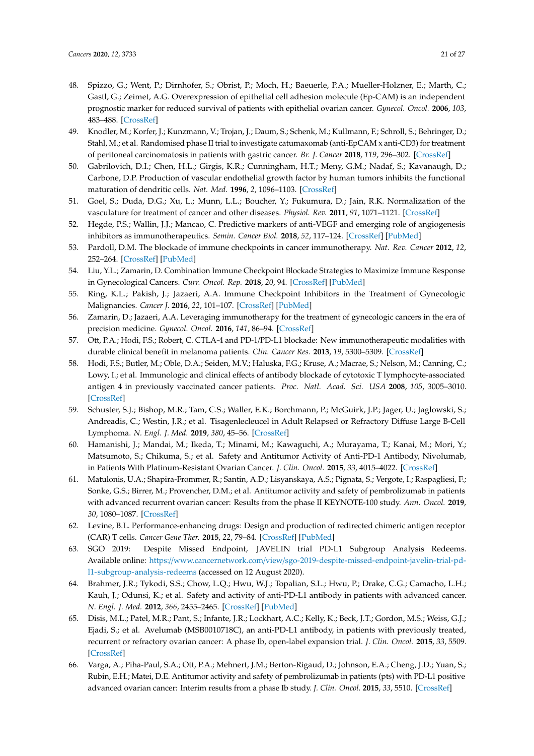48. Spizzo, G.; Went, P.; Dirnhofer, S.; Obrist, P.; Moch, H.; Baeuerle, P.A.; Mueller-Holzner, E.; Marth, C.; Gastl, G.; Zeimet, A.G. Overexpression of epithelial cell adhesion molecule (Ep-CAM) is an independent prognostic marker for reduced survival of patients with epithelial ovarian cancer. *Gynecol. Oncol.* **2006**, *103*, 483–488. [CrossRef]
49. Knodler, M.; Korfer, J.; Kunzmann, V.; Trojan, J.; Daum, S.; Schenk, M.; Kullmann, F.; Schroll, S.; Behringer, D.; Stahl, M.; et al. Randomised phase II trial to investigate catumaxomab (anti-EpCAM x anti-CD3) for treatment of peritoneal carcinomatosis in patients with gastric cancer. *Br. J. Cancer* **2018**, *119*, 296–302. [CrossRef]
50. Gabrilovich, D.I.; Chen, H.L.; Girgis, K.R.; Cunningham, H.T.; Meny, G.M.; Nadaf, S.; Kavanaugh, D.; Carbone, D.P. Production of vascular endothelial growth factor by human tumors inhibits the functional maturation of dendritic cells. *Nat. Med.* **1996**, *2*, 1096–1103. [CrossRef]
51. Goel, S.; Duda, D.G.; Xu, L.; Munn, L.L.; Boucher, Y.; Fukumura, D.; Jain, R.K. Normalization of the vasculature for treatment of cancer and other diseases. *Physiol. Rev.* **2011**, *91*, 1071–1121. [CrossRef]
52. Hegde, P.S.; Wallin, J.J.; Mancao, C. Predictive markers of anti-VEGF and emerging role of angiogenesis inhibitors as immunotherapeutics. *Semin. Cancer Biol.* **2018**, *52*, 117–124. [CrossRef] [PubMed]
53. Pardoll, D.M. The blockade of immune checkpoints in cancer immunotherapy. *Nat. Rev. Cancer* **2012**, *12*, 252–264. [CrossRef] [PubMed]
54. Liu, Y.L.; Zamarin, D. Combination Immune Checkpoint Blockade Strategies to Maximize Immune Response in Gynecological Cancers. *Curr. Oncol. Rep.* **2018**, *20*, 94. [CrossRef] [PubMed]
55. Ring, K.L.; Pakish, J.; Jazaeri, A.A. Immune Checkpoint Inhibitors in the Treatment of Gynecologic Malignancies. *Cancer J.* **2016**, *22*, 101–107. [CrossRef] [PubMed]
56. Zamarin, D.; Jazaeri, A.A. Leveraging immunotherapy for the treatment of gynecologic cancers in the era of precision medicine. *Gynecol. Oncol.* **2016**, *141*, 86–94. [CrossRef]
57. Ott, P.A.; Hodi, F.S.; Robert, C. CTLA-4 and PD-1/PD-L1 blockade: New immunotherapeutic modalities with durable clinical benefit in melanoma patients. *Clin. Cancer Res.* **2013**, *19*, 5300–5309. [CrossRef]
58. Hodi, F.S.; Butler, M.; Oble, D.A.; Seiden, M.V.; Haluska, F.G.; Kruse, A.; Macrae, S.; Nelson, M.; Canning, C.; Lowy, I.; et al. Immunologic and clinical effects of antibody blockade of cytotoxic T lymphocyte-associated antigen 4 in previously vaccinated cancer patients. *Proc. Natl. Acad. Sci. USA* **2008**, *105*, 3005–3010. [CrossRef]
59. Schuster, S.J.; Bishop, M.R.; Tam, C.S.; Waller, E.K.; Borchmann, P.; McGuirk, J.P.; Jager, U.; Jaglowski, S.; Andreadis, C.; Westin, J.R.; et al. Tisagenlecleucel in Adult Relapsed or Refractory Diffuse Large B-Cell Lymphoma. *N. Engl. J. Med.* **2019**, *380*, 45–56. [CrossRef]
60. Hamanishi, J.; Mandai, M.; Ikeda, T.; Minami, M.; Kawaguchi, A.; Murayama, T.; Kanai, M.; Mori, Y.; Matsumoto, S.; Chikuma, S.; et al. Safety and Antitumor Activity of Anti-PD-1 Antibody, Nivolumab, in Patients With Platinum-Resistant Ovarian Cancer. *J. Clin. Oncol.* **2015**, *33*, 4015–4022. [CrossRef]
61. Matulonis, U.A.; Shapira-Frommer, R.; Santin, A.D.; Lisyanskaya, A.S.; Pignata, S.; Vergote, I.; Raspagliesi, F.; Sonke, G.S.; Birrer, M.; Provencher, D.M.; et al. Antitumor activity and safety of pembrolizumab in patients with advanced recurrent ovarian cancer: Results from the phase II KEYNOTE-100 study. *Ann. Oncol.* **2019**, *30*, 1080–1087. [CrossRef]
62. Levine, B.L. Performance-enhancing drugs: Design and production of redirected chimeric antigen receptor (CAR) T cells. *Cancer Gene Ther.* **2015**, *22*, 79–84. [CrossRef] [PubMed]
63. SGO 2019: Despite Missed Endpoint, JAVELIN trial PD-L1 Subgroup Analysis Redeems. Available online: https://www.cancernetwork.com/view/sgo-2019-despite-missed-endpoint-javelin-trial-pd-l1-subgroup-analysis-redeems (accessed on 12 August 2020).
64. Brahmer, J.R.; Tykodi, S.S.; Chow, L.Q.; Hwu, W.J.; Topalian, S.L.; Hwu, P.; Drake, C.G.; Camacho, L.H.; Kauh, J.; Odunsi, K.; et al. Safety and activity of anti-PD-L1 antibody in patients with advanced cancer. *N. Engl. J. Med.* **2012**, *366*, 2455–2465. [CrossRef] [PubMed]
65. Disis, M.L.; Patel, M.R.; Pant, S.; Infante, J.R.; Lockhart, A.C.; Kelly, K.; Beck, J.T.; Gordon, M.S.; Weiss, G.J.; Ejadi, S.; et al. Avelumab (MSB0010718C), an anti-PD-L1 antibody, in patients with previously treated, recurrent or refractory ovarian cancer: A phase Ib, open-label expansion trial. *J. Clin. Oncol.* **2015**, *33*, 5509. [CrossRef]
66. Varga, A.; Piha-Paul, S.A.; Ott, P.A.; Mehnert, J.M.; Berton-Rigaud, D.; Johnson, E.A.; Cheng, J.D.; Yuan, S.; Rubin, E.H.; Matei, D.E. Antitumor activity and safety of pembrolizumab in patients (pts) with PD-L1 positive advanced ovarian cancer: Interim results from a phase Ib study. *J. Clin. Oncol.* **2015**, *33*, 5510. [CrossRef]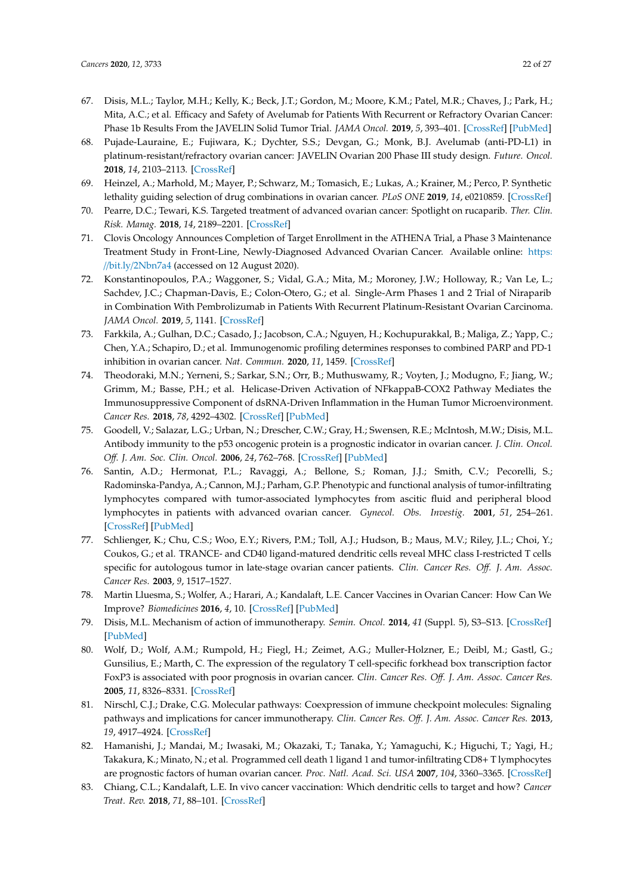67. Disis, M.L.; Taylor, M.H.; Kelly, K.; Beck, J.T.; Gordon, M.; Moore, K.M.; Patel, M.R.; Chaves, J.; Park, H.; Mita, A.C.; et al. Efficacy and Safety of Avelumab for Patients With Recurrent or Refractory Ovarian Cancer: Phase 1b Results From the JAVELIN Solid Tumor Trial. *JAMA Oncol.* **2019**, *5*, 393–401. [CrossRef] [PubMed]
68. Pujade-Lauraine, E.; Fujiwara, K.; Dychter, S.S.; Devgan, G.; Monk, B.J. Avelumab (anti-PD-L1) in platinum-resistant/refractory ovarian cancer: JAVELIN Ovarian 200 Phase III study design. *Future. Oncol.* **2018**, *14*, 2103–2113. [CrossRef]
69. Heinzel, A.; Marhold, M.; Mayer, P.; Schwarz, M.; Tomasich, E.; Lukas, A.; Krainer, M.; Perco, P. Synthetic lethality guiding selection of drug combinations in ovarian cancer. *PLoS ONE* **2019**, *14*, e0210859. [CrossRef]
70. Pearre, D.C.; Tewari, K.S. Targeted treatment of advanced ovarian cancer: Spotlight on rucaparib. *Ther. Clin. Risk. Manag.* **2018**, *14*, 2189–2201. [CrossRef]
71. Clovis Oncology Announces Completion of Target Enrollment in the ATHENA Trial, a Phase 3 Maintenance Treatment Study in Front-Line, Newly-Diagnosed Advanced Ovarian Cancer. Available online: https://bit.ly/2Nbn7a4 (accessed on 12 August 2020).
72. Konstantinopoulos, P.A.; Waggoner, S.; Vidal, G.A.; Mita, M.; Moroney, J.W.; Holloway, R.; Van Le, L.; Sachdev, J.C.; Chapman-Davis, E.; Colon-Otero, G.; et al. Single-Arm Phases 1 and 2 Trial of Niraparib in Combination With Pembrolizumab in Patients With Recurrent Platinum-Resistant Ovarian Carcinoma. *JAMA Oncol.* **2019**, *5*, 1141. [CrossRef]
73. Farkkila, A.; Gulhan, D.C.; Casado, J.; Jacobson, C.A.; Nguyen, H.; Kochupurakkal, B.; Maliga, Z.; Yapp, C.; Chen, Y.A.; Schapiro, D.; et al. Immunogenomic profiling determines responses to combined PARP and PD-1 inhibition in ovarian cancer. *Nat. Commun.* **2020**, *11*, 1459. [CrossRef]
74. Theodoraki, M.N.; Yerneni, S.; Sarkar, S.N.; Orr, B.; Muthuswamy, R.; Voyten, J.; Modugno, F.; Jiang, W.; Grimm, M.; Basse, P.H.; et al. Helicase-Driven Activation of NFkappaB-COX2 Pathway Mediates the Immunosuppressive Component of dsRNA-Driven Inflammation in the Human Tumor Microenvironment. *Cancer Res.* **2018**, *78*, 4292–4302. [CrossRef] [PubMed]
75. Goodell, V.; Salazar, L.G.; Urban, N.; Drescher, C.W.; Gray, H.; Swensen, R.E.; McIntosh, M.W.; Disis, M.L. Antibody immunity to the p53 oncogenic protein is a prognostic indicator in ovarian cancer. *J. Clin. Oncol. Off. J. Am. Soc. Clin. Oncol.* **2006**, *24*, 762–768. [CrossRef] [PubMed]
76. Santin, A.D.; Hermonat, P.L.; Ravaggi, A.; Bellone, S.; Roman, J.J.; Smith, C.V.; Pecorelli, S.; Radominska-Pandya, A.; Cannon, M.J.; Parham, G.P. Phenotypic and functional analysis of tumor-infiltrating lymphocytes compared with tumor-associated lymphocytes from ascitic fluid and peripheral blood lymphocytes in patients with advanced ovarian cancer. *Gynecol. Obs. Investig.* **2001**, *51*, 254–261. [CrossRef] [PubMed]
77. Schlienger, K.; Chu, C.S.; Woo, E.Y.; Rivers, P.M.; Toll, A.J.; Hudson, B.; Maus, M.V.; Riley, J.L.; Choi, Y.; Coukos, G.; et al. TRANCE- and CD40 ligand-matured dendritic cells reveal MHC class I-restricted T cells specific for autologous tumor in late-stage ovarian cancer patients. *Clin. Cancer Res. Off. J. Am. Assoc. Cancer Res.* **2003**, *9*, 1517–1527.
78. Martin Lluesma, S.; Wolfer, A.; Harari, A.; Kandalaft, L.E. Cancer Vaccines in Ovarian Cancer: How Can We Improve? *Biomedicines* **2016**, *4*, 10. [CrossRef] [PubMed]
79. Disis, M.L. Mechanism of action of immunotherapy. *Semin. Oncol.* **2014**, *41* (Suppl. 5), S3–S13. [CrossRef] [PubMed]
80. Wolf, D.; Wolf, A.M.; Rumpold, H.; Fiegl, H.; Zeimet, A.G.; Muller-Holzner, E.; Deibl, M.; Gastl, G.; Gunsilius, E.; Marth, C. The expression of the regulatory T cell-specific forkhead box transcription factor FoxP3 is associated with poor prognosis in ovarian cancer. *Clin. Cancer Res. Off. J. Am. Assoc. Cancer Res.* **2005**, *11*, 8326–8331. [CrossRef]
81. Nirschl, C.J.; Drake, C.G. Molecular pathways: Coexpression of immune checkpoint molecules: Signaling pathways and implications for cancer immunotherapy. *Clin. Cancer Res. Off. J. Am. Assoc. Cancer Res.* **2013**, *19*, 4917–4924. [CrossRef]
82. Hamanishi, J.; Mandai, M.; Iwasaki, M.; Okazaki, T.; Tanaka, Y.; Yamaguchi, K.; Higuchi, T.; Yagi, H.; Takakura, K.; Minato, N.; et al. Programmed cell death 1 ligand 1 and tumor-infiltrating CD8+ T lymphocytes are prognostic factors of human ovarian cancer. *Proc. Natl. Acad. Sci. USA* **2007**, *104*, 3360–3365. [CrossRef]
83. Chiang, C.L.; Kandalaft, L.E. In vivo cancer vaccination: Which dendritic cells to target and how? *Cancer Treat. Rev.* **2018**, *71*, 88–101. [CrossRef]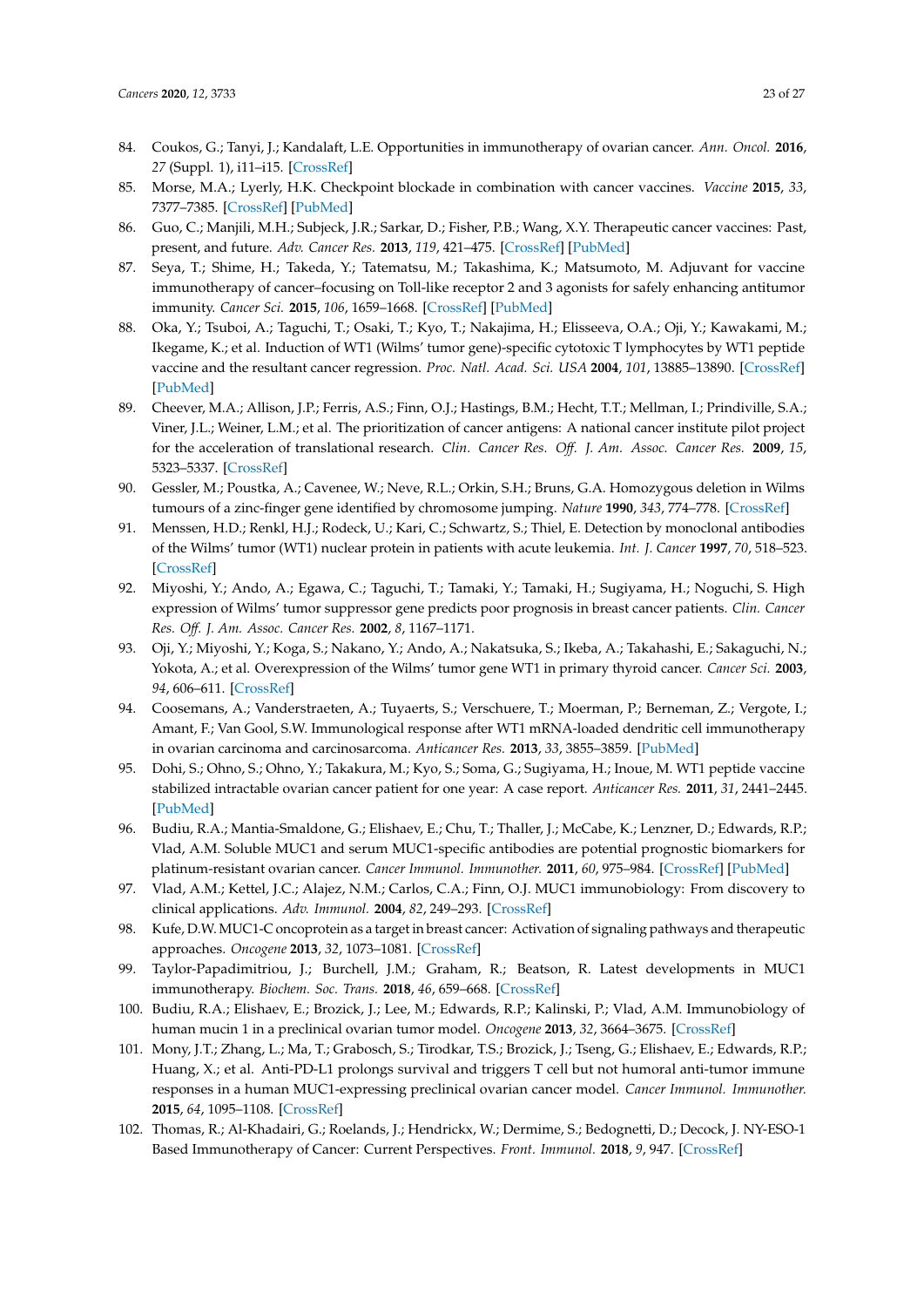84. Coukos, G.; Tanyi, J.; Kandalaft, L.E. Opportunities in immunotherapy of ovarian cancer. *Ann. Oncol.* **2016**, *27* (Suppl. 1), i11–i15. [CrossRef]
85. Morse, M.A.; Lyerly, H.K. Checkpoint blockade in combination with cancer vaccines. *Vaccine* **2015**, *33*, 7377–7385. [CrossRef] [PubMed]
86. Guo, C.; Manjili, M.H.; Subjeck, J.R.; Sarkar, D.; Fisher, P.B.; Wang, X.Y. Therapeutic cancer vaccines: Past, present, and future. *Adv. Cancer Res.* **2013**, *119*, 421–475. [CrossRef] [PubMed]
87. Seya, T.; Shime, H.; Takeda, Y.; Tatematsu, M.; Takashima, K.; Matsumoto, M. Adjuvant for vaccine immunotherapy of cancer–focusing on Toll-like receptor 2 and 3 agonists for safely enhancing antitumor immunity. *Cancer Sci.* **2015**, *106*, 1659–1668. [CrossRef] [PubMed]
88. Oka, Y.; Tsuboi, A.; Taguchi, T.; Osaki, T.; Kyo, T.; Nakajima, H.; Elisseeva, O.A.; Oji, Y.; Kawakami, M.; Ikegame, K.; et al. Induction of WT1 (Wilms' tumor gene)-specific cytotoxic T lymphocytes by WT1 peptide vaccine and the resultant cancer regression. *Proc. Natl. Acad. Sci. USA* **2004**, *101*, 13885–13890. [CrossRef] [PubMed]
89. Cheever, M.A.; Allison, J.P.; Ferris, A.S.; Finn, O.J.; Hastings, B.M.; Hecht, T.T.; Mellman, I.; Prindiville, S.A.; Viner, J.L.; Weiner, L.M.; et al. The prioritization of cancer antigens: A national cancer institute pilot project for the acceleration of translational research. *Clin. Cancer Res. Off. J. Am. Assoc. Cancer Res.* **2009**, *15*, 5323–5337. [CrossRef]
90. Gessler, M.; Poustka, A.; Cavenee, W.; Neve, R.L.; Orkin, S.H.; Bruns, G.A. Homozygous deletion in Wilms tumours of a zinc-finger gene identified by chromosome jumping. *Nature* **1990**, *343*, 774–778. [CrossRef]
91. Menssen, H.D.; Renkl, H.J.; Rodeck, U.; Kari, C.; Schwartz, S.; Thiel, E. Detection by monoclonal antibodies of the Wilms' tumor (WT1) nuclear protein in patients with acute leukemia. *Int. J. Cancer* **1997**, *70*, 518–523. [CrossRef]
92. Miyoshi, Y.; Ando, A.; Egawa, C.; Taguchi, T.; Tamaki, Y.; Tamaki, H.; Sugiyama, H.; Noguchi, S. High expression of Wilms' tumor suppressor gene predicts poor prognosis in breast cancer patients. *Clin. Cancer Res. Off. J. Am. Assoc. Cancer Res.* **2002**, *8*, 1167–1171.
93. Oji, Y.; Miyoshi, Y.; Koga, S.; Nakano, Y.; Ando, A.; Nakatsuka, S.; Ikeba, A.; Takahashi, E.; Sakaguchi, N.; Yokota, A.; et al. Overexpression of the Wilms' tumor gene WT1 in primary thyroid cancer. *Cancer Sci.* **2003**, *94*, 606–611. [CrossRef]
94. Coosemans, A.; Vanderstraeten, A.; Tuyaerts, S.; Verschuere, T.; Moerman, P.; Berneman, Z.; Vergote, I.; Amant, F.; Van Gool, S.W. Immunological response after WT1 mRNA-loaded dendritic cell immunotherapy in ovarian carcinoma and carcinosarcoma. *Anticancer Res.* **2013**, *33*, 3855–3859. [PubMed]
95. Dohi, S.; Ohno, S.; Ohno, Y.; Takakura, M.; Kyo, S.; Soma, G.; Sugiyama, H.; Inoue, M. WT1 peptide vaccine stabilized intractable ovarian cancer patient for one year: A case report. *Anticancer Res.* **2011**, *31*, 2441–2445. [PubMed]
96. Budiu, R.A.; Mantia-Smaldone, G.; Elishaev, E.; Chu, T.; Thaller, J.; McCabe, K.; Lenzner, D.; Edwards, R.P.; Vlad, A.M. Soluble MUC1 and serum MUC1-specific antibodies are potential prognostic biomarkers for platinum-resistant ovarian cancer. *Cancer Immunol. Immunother.* **2011**, *60*, 975–984. [CrossRef] [PubMed]
97. Vlad, A.M.; Kettel, J.C.; Alajez, N.M.; Carlos, C.A.; Finn, O.J. MUC1 immunobiology: From discovery to clinical applications. *Adv. Immunol.* **2004**, *82*, 249–293. [CrossRef]
98. Kufe, D.W. MUC1-C oncoprotein as a target in breast cancer: Activation of signaling pathways and therapeutic approaches. *Oncogene* **2013**, *32*, 1073–1081. [CrossRef]
99. Taylor-Papadimitriou, J.; Burchell, J.M.; Graham, R.; Beatson, R. Latest developments in MUC1 immunotherapy. *Biochem. Soc. Trans.* **2018**, *46*, 659–668. [CrossRef]
100. Budiu, R.A.; Elishaev, E.; Brozick, J.; Lee, M.; Edwards, R.P.; Kalinski, P.; Vlad, A.M. Immunobiology of human mucin 1 in a preclinical ovarian tumor model. *Oncogene* **2013**, *32*, 3664–3675. [CrossRef]
101. Mony, J.T.; Zhang, L.; Ma, T.; Grabosch, S.; Tirodkar, T.S.; Brozick, J.; Tseng, G.; Elishaev, E.; Edwards, R.P.; Huang, X.; et al. Anti-PD-L1 prolongs survival and triggers T cell but not humoral anti-tumor immune responses in a human MUC1-expressing preclinical ovarian cancer model. *Cancer Immunol. Immunother.* **2015**, *64*, 1095–1108. [CrossRef]
102. Thomas, R.; Al-Khadairi, G.; Roelands, J.; Hendrickx, W.; Dermime, S.; Bedognetti, D.; Decock, J. NY-ESO-1 Based Immunotherapy of Cancer: Current Perspectives. *Front. Immunol.* **2018**, *9*, 947. [CrossRef]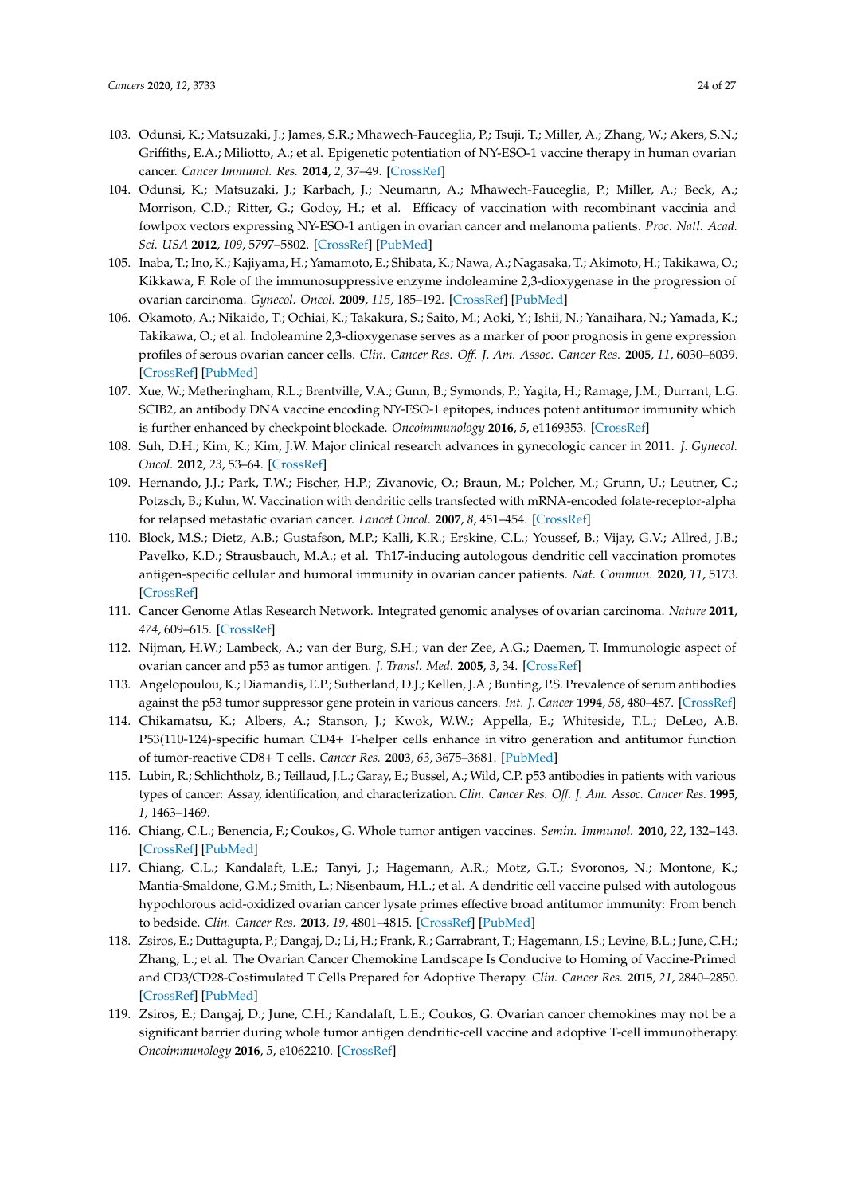103. Odunsi, K.; Matsuzaki, J.; James, S.R.; Mhawech-Fauceglia, P.; Tsuji, T.; Miller, A.; Zhang, W.; Akers, S.N.; Griffiths, E.A.; Miliotto, A.; et al. Epigenetic potentiation of NY-ESO-1 vaccine therapy in human ovarian cancer. *Cancer Immunol. Res.* **2014**, *2*, 37–49. [CrossRef]
104. Odunsi, K.; Matsuzaki, J.; Karbach, J.; Neumann, A.; Mhawech-Fauceglia, P.; Miller, A.; Beck, A.; Morrison, C.D.; Ritter, G.; Godoy, H.; et al. Efficacy of vaccination with recombinant vaccinia and fowlpox vectors expressing NY-ESO-1 antigen in ovarian cancer and melanoma patients. *Proc. Natl. Acad. Sci. USA* **2012**, *109*, 5797–5802. [CrossRef] [PubMed]
105. Inaba, T.; Ino, K.; Kajiyama, H.; Yamamoto, E.; Shibata, K.; Nawa, A.; Nagasaka, T.; Akimoto, H.; Takikawa, O.; Kikkawa, F. Role of the immunosuppressive enzyme indoleamine 2,3-dioxygenase in the progression of ovarian carcinoma. *Gynecol. Oncol.* **2009**, *115*, 185–192. [CrossRef] [PubMed]
106. Okamoto, A.; Nikaido, T.; Ochiai, K.; Takakura, S.; Saito, M.; Aoki, Y.; Ishii, N.; Yanaihara, N.; Yamada, K.; Takikawa, O.; et al. Indoleamine 2,3-dioxygenase serves as a marker of poor prognosis in gene expression profiles of serous ovarian cancer cells. *Clin. Cancer Res. Off. J. Am. Assoc. Cancer Res.* **2005**, *11*, 6030–6039. [CrossRef] [PubMed]
107. Xue, W.; Metheringham, R.L.; Brentville, V.A.; Gunn, B.; Symonds, P.; Yagita, H.; Ramage, J.M.; Durrant, L.G. SCIB2, an antibody DNA vaccine encoding NY-ESO-1 epitopes, induces potent antitumor immunity which is further enhanced by checkpoint blockade. *Oncoimmunology* **2016**, *5*, e1169353. [CrossRef]
108. Suh, D.H.; Kim, K.; Kim, J.W. Major clinical research advances in gynecologic cancer in 2011. *J. Gynecol. Oncol.* **2012**, *23*, 53–64. [CrossRef]
109. Hernando, J.J.; Park, T.W.; Fischer, H.P.; Zivanovic, O.; Braun, M.; Polcher, M.; Grunn, U.; Leutner, C.; Potzsch, B.; Kuhn, W. Vaccination with dendritic cells transfected with mRNA-encoded folate-receptor-alpha for relapsed metastatic ovarian cancer. *Lancet Oncol.* **2007**, *8*, 451–454. [CrossRef]
110. Block, M.S.; Dietz, A.B.; Gustafson, M.P.; Kalli, K.R.; Erskine, C.L.; Youssef, B.; Vijay, G.V.; Allred, J.B.; Pavelko, K.D.; Strausbauch, M.A.; et al. Th17-inducing autologous dendritic cell vaccination promotes antigen-specific cellular and humoral immunity in ovarian cancer patients. *Nat. Commun.* **2020**, *11*, 5173. [CrossRef]
111. Cancer Genome Atlas Research Network. Integrated genomic analyses of ovarian carcinoma. *Nature* **2011**, *474*, 609–615. [CrossRef]
112. Nijman, H.W.; Lambeck, A.; van der Burg, S.H.; van der Zee, A.G.; Daemen, T. Immunologic aspect of ovarian cancer and p53 as tumor antigen. *J. Transl. Med.* **2005**, *3*, 34. [CrossRef]
113. Angelopoulou, K.; Diamandis, E.P.; Sutherland, D.J.; Kellen, J.A.; Bunting, P.S. Prevalence of serum antibodies against the p53 tumor suppressor gene protein in various cancers. *Int. J. Cancer* **1994**, *58*, 480–487. [CrossRef]
114. Chikamatsu, K.; Albers, A.; Stanson, J.; Kwok, W.W.; Appella, E.; Whiteside, T.L.; DeLeo, A.B. P53(110-124)-specific human CD4+ T-helper cells enhance in vitro generation and antitumor function of tumor-reactive CD8+ T cells. *Cancer Res.* **2003**, *63*, 3675–3681. [PubMed]
115. Lubin, R.; Schlichtholz, B.; Teillaud, J.L.; Garay, E.; Bussel, A.; Wild, C.P. p53 antibodies in patients with various types of cancer: Assay, identification, and characterization. *Clin. Cancer Res. Off. J. Am. Assoc. Cancer Res.* **1995**, *1*, 1463–1469.
116. Chiang, C.L.; Benencia, F.; Coukos, G. Whole tumor antigen vaccines. *Semin. Immunol.* **2010**, *22*, 132–143. [CrossRef] [PubMed]
117. Chiang, C.L.; Kandalaft, L.E.; Tanyi, J.; Hagemann, A.R.; Motz, G.T.; Svoronos, N.; Montone, K.; Mantia-Smaldone, G.M.; Smith, L.; Nisenbaum, H.L.; et al. A dendritic cell vaccine pulsed with autologous hypochlorous acid-oxidized ovarian cancer lysate primes effective broad antitumor immunity: From bench to bedside. *Clin. Cancer Res.* **2013**, *19*, 4801–4815. [CrossRef] [PubMed]
118. Zsiros, E.; Duttagupta, P.; Dangaj, D.; Li, H.; Frank, R.; Garrabrant, T.; Hagemann, I.S.; Levine, B.L.; June, C.H.; Zhang, L.; et al. The Ovarian Cancer Chemokine Landscape Is Conducive to Homing of Vaccine-Primed and CD3/CD28-Costimulated T Cells Prepared for Adoptive Therapy. *Clin. Cancer Res.* **2015**, *21*, 2840–2850. [CrossRef] [PubMed]
119. Zsiros, E.; Dangaj, D.; June, C.H.; Kandalaft, L.E.; Coukos, G. Ovarian cancer chemokines may not be a significant barrier during whole tumor antigen dendritic-cell vaccine and adoptive T-cell immunotherapy. *Oncoimmunology* **2016**, *5*, e1062210. [CrossRef]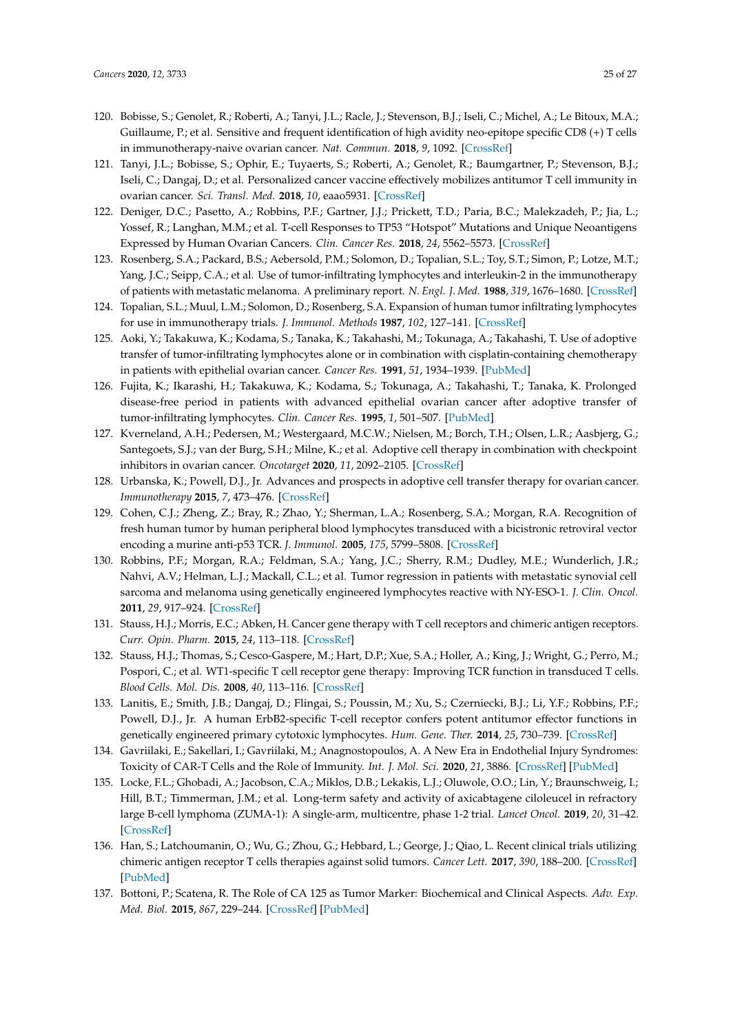120. Bobisse, S.; Genolet, R.; Roberti, A.; Tanyi, J.L.; Racle, J.; Stevenson, B.J.; Iseli, C.; Michel, A.; Le Bitoux, M.A.; Guillaume, P.; et al. Sensitive and frequent identification of high avidity neo-epitope specific CD8 (+) T cells in immunotherapy-naive ovarian cancer. *Nat. Commun.* **2018**, *9*, 1092. [CrossRef]
121. Tanyi, J.L.; Bobisse, S.; Ophir, E.; Tuyaerts, S.; Roberti, A.; Genolet, R.; Baumgartner, P.; Stevenson, B.J.; Iseli, C.; Dangaj, D.; et al. Personalized cancer vaccine effectively mobilizes antitumor T cell immunity in ovarian cancer. *Sci. Transl. Med.* **2018**, *10*, eaao5931. [CrossRef]
122. Deniger, D.C.; Pasetto, A.; Robbins, P.F.; Gartner, J.J.; Prickett, T.D.; Paria, B.C.; Malekzadeh, P.; Jia, L.; Yossef, R.; Langhan, M.M.; et al. T-cell Responses to TP53 "Hotspot" Mutations and Unique Neoantigens Expressed by Human Ovarian Cancers. *Clin. Cancer Res.* **2018**, *24*, 5562–5573. [CrossRef]
123. Rosenberg, S.A.; Packard, B.S.; Aebersold, P.M.; Solomon, D.; Topalian, S.L.; Toy, S.T.; Simon, P.; Lotze, M.T.; Yang, J.C.; Seipp, C.A.; et al. Use of tumor-infiltrating lymphocytes and interleukin-2 in the immunotherapy of patients with metastatic melanoma. A preliminary report. *N. Engl. J. Med.* **1988**, *319*, 1676–1680. [CrossRef]
124. Topalian, S.L.; Muul, L.M.; Solomon, D.; Rosenberg, S.A. Expansion of human tumor infiltrating lymphocytes for use in immunotherapy trials. *J. Immunol. Methods* **1987**, *102*, 127–141. [CrossRef]
125. Aoki, Y.; Takakuwa, K.; Kodama, S.; Tanaka, K.; Takahashi, M.; Tokunaga, A.; Takahashi, T. Use of adoptive transfer of tumor-infiltrating lymphocytes alone or in combination with cisplatin-containing chemotherapy in patients with epithelial ovarian cancer. *Cancer Res.* **1991**, *51*, 1934–1939. [PubMed]
126. Fujita, K.; Ikarashi, H.; Takakuwa, K.; Kodama, S.; Tokunaga, A.; Takahashi, T.; Tanaka, K. Prolonged disease-free period in patients with advanced epithelial ovarian cancer after adoptive transfer of tumor-infiltrating lymphocytes. *Clin. Cancer Res.* **1995**, *1*, 501–507. [PubMed]
127. Kverneland, A.H.; Pedersen, M.; Westergaard, M.C.W.; Nielsen, M.; Borch, T.H.; Olsen, L.R.; Aasbjerg, G.; Santegoets, S.J.; van der Burg, S.H.; Milne, K.; et al. Adoptive cell therapy in combination with checkpoint inhibitors in ovarian cancer. *Oncotarget* **2020**, *11*, 2092–2105. [CrossRef]
128. Urbanska, K.; Powell, D.J., Jr. Advances and prospects in adoptive cell transfer therapy for ovarian cancer. *Immunotherapy* **2015**, *7*, 473–476. [CrossRef]
129. Cohen, C.J.; Zheng, Z.; Bray, R.; Zhao, Y.; Sherman, L.A.; Rosenberg, S.A.; Morgan, R.A. Recognition of fresh human tumor by human peripheral blood lymphocytes transduced with a bicistronic retroviral vector encoding a murine anti-p53 TCR. *J. Immunol.* **2005**, *175*, 5799–5808. [CrossRef]
130. Robbins, P.F.; Morgan, R.A.; Feldman, S.A.; Yang, J.C.; Sherry, R.M.; Dudley, M.E.; Wunderlich, J.R.; Nahvi, A.V.; Helman, L.J.; Mackall, C.L.; et al. Tumor regression in patients with metastatic synovial cell sarcoma and melanoma using genetically engineered lymphocytes reactive with NY-ESO-1. *J. Clin. Oncol.* **2011**, *29*, 917–924. [CrossRef]
131. Stauss, H.J.; Morris, E.C.; Abken, H. Cancer gene therapy with T cell receptors and chimeric antigen receptors. *Curr. Opin. Pharm.* **2015**, *24*, 113–118. [CrossRef]
132. Stauss, H.J.; Thomas, S.; Cesco-Gaspere, M.; Hart, D.P.; Xue, S.A.; Holler, A.; King, J.; Wright, G.; Perro, M.; Pospori, C.; et al. WT1-specific T cell receptor gene therapy: Improving TCR function in transduced T cells. *Blood Cells. Mol. Dis.* **2008**, *40*, 113–116. [CrossRef]
133. Lanitis, E.; Smith, J.B.; Dangaj, D.; Flingai, S.; Poussin, M.; Xu, S.; Czerniecki, B.J.; Li, Y.F.; Robbins, P.F.; Powell, D.J., Jr. A human ErbB2-specific T-cell receptor confers potent antitumor effector functions in genetically engineered primary cytotoxic lymphocytes. *Hum. Gene. Ther.* **2014**, *25*, 730–739. [CrossRef]
134. Gavriilaki, E.; Sakellari, I.; Gavriilaki, M.; Anagnostopoulos, A. A New Era in Endothelial Injury Syndromes: Toxicity of CAR-T Cells and the Role of Immunity. *Int. J. Mol. Sci.* **2020**, *21*, 3886. [CrossRef] [PubMed]
135. Locke, F.L.; Ghobadi, A.; Jacobson, C.A.; Miklos, D.B.; Lekakis, L.J.; Oluwole, O.O.; Lin, Y.; Braunschweig, I.; Hill, B.T.; Timmerman, J.M.; et al. Long-term safety and activity of axicabtagene ciloleucel in refractory large B-cell lymphoma (ZUMA-1): A single-arm, multicentre, phase 1-2 trial. *Lancet Oncol.* **2019**, *20*, 31–42. [CrossRef]
136. Han, S.; Latchoumanin, O.; Wu, G.; Zhou, G.; Hebbard, L.; George, J.; Qiao, L. Recent clinical trials utilizing chimeric antigen receptor T cells therapies against solid tumors. *Cancer Lett.* **2017**, *390*, 188–200. [CrossRef] [PubMed]
137. Bottoni, P.; Scatena, R. The Role of CA 125 as Tumor Marker: Biochemical and Clinical Aspects. *Adv. Exp. Med. Biol.* **2015**, *867*, 229–244. [CrossRef] [PubMed]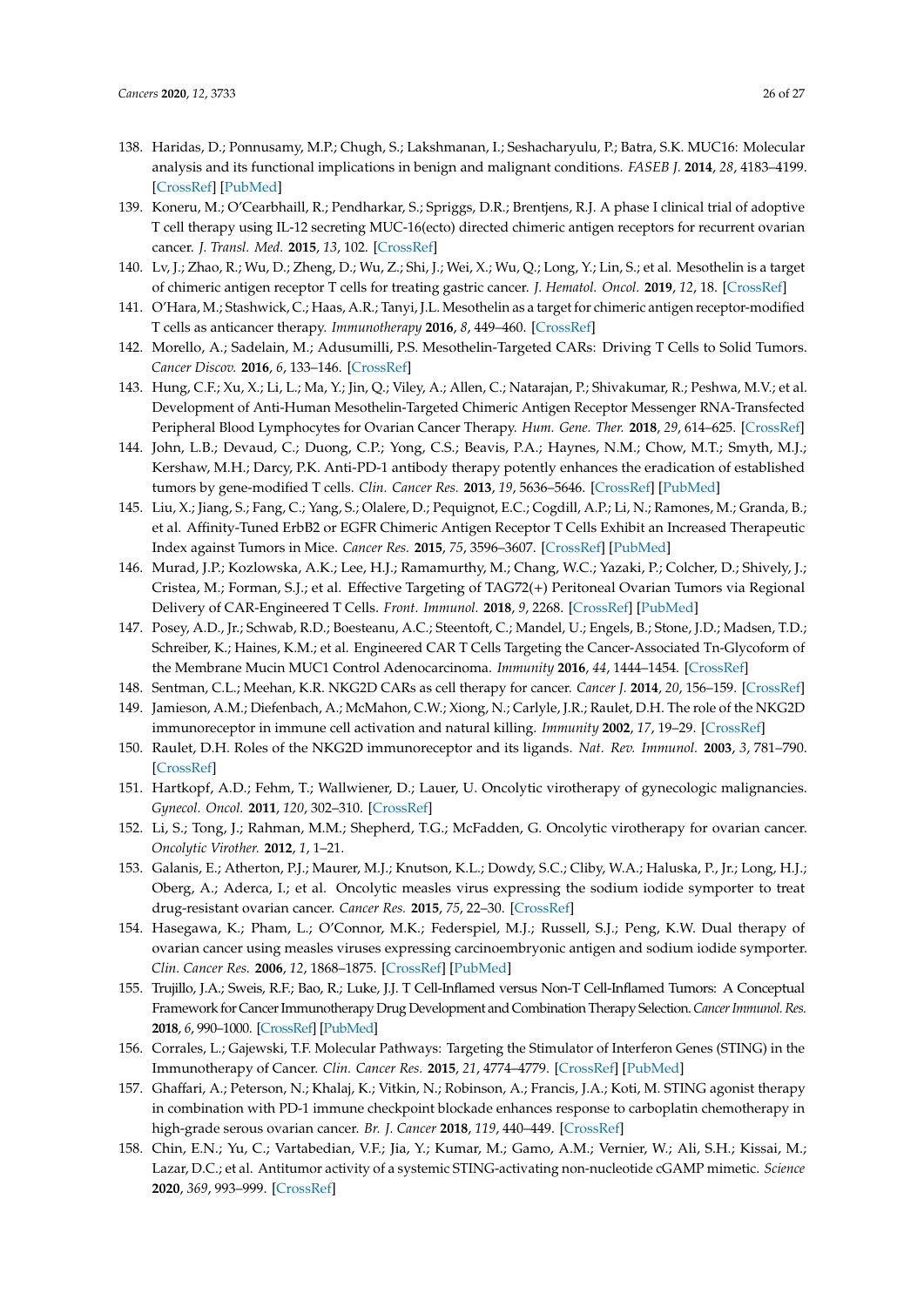138. Haridas, D.; Ponnusamy, M.P.; Chugh, S.; Lakshmanan, I.; Seshacharyulu, P.; Batra, S.K. MUC16: Molecular analysis and its functional implications in benign and malignant conditions. *FASEB J.* **2014**, *28*, 4183–4199. [CrossRef] [PubMed]
139. Koneru, M.; O'Cearbhaill, R.; Pendharkar, S.; Spriggs, D.R.; Brentjens, R.J. A phase I clinical trial of adoptive T cell therapy using IL-12 secreting MUC-16(ecto) directed chimeric antigen receptors for recurrent ovarian cancer. *J. Transl. Med.* **2015**, *13*, 102. [CrossRef]
140. Lv, J.; Zhao, R.; Wu, D.; Zheng, D.; Wu, Z.; Shi, J.; Wei, X.; Wu, Q.; Long, Y.; Lin, S.; et al. Mesothelin is a target of chimeric antigen receptor T cells for treating gastric cancer. *J. Hematol. Oncol.* **2019**, *12*, 18. [CrossRef]
141. O'Hara, M.; Stashwick, C.; Haas, A.R.; Tanyi, J.L. Mesothelin as a target for chimeric antigen receptor-modified T cells as anticancer therapy. *Immunotherapy* **2016**, *8*, 449–460. [CrossRef]
142. Morello, A.; Sadelain, M.; Adusumilli, P.S. Mesothelin-Targeted CARs: Driving T Cells to Solid Tumors. *Cancer Discov.* **2016**, *6*, 133–146. [CrossRef]
143. Hung, C.F.; Xu, X.; Li, L.; Ma, Y.; Jin, Q.; Viley, A.; Allen, C.; Natarajan, P.; Shivakumar, R.; Peshwa, M.V.; et al. Development of Anti-Human Mesothelin-Targeted Chimeric Antigen Receptor Messenger RNA-Transfected Peripheral Blood Lymphocytes for Ovarian Cancer Therapy. *Hum. Gene. Ther.* **2018**, *29*, 614–625. [CrossRef]
144. John, L.B.; Devaud, C.; Duong, C.P.; Yong, C.S.; Beavis, P.A.; Haynes, N.M.; Chow, M.T.; Smyth, M.J.; Kershaw, M.H.; Darcy, P.K. Anti-PD-1 antibody therapy potently enhances the eradication of established tumors by gene-modified T cells. *Clin. Cancer Res.* **2013**, *19*, 5636–5646. [CrossRef] [PubMed]
145. Liu, X.; Jiang, S.; Fang, C.; Yang, S.; Olalere, D.; Pequignot, E.C.; Cogdill, A.P.; Li, N.; Ramones, M.; Granda, B.; et al. Affinity-Tuned ErbB2 or EGFR Chimeric Antigen Receptor T Cells Exhibit an Increased Therapeutic Index against Tumors in Mice. *Cancer Res.* **2015**, *75*, 3596–3607. [CrossRef] [PubMed]
146. Murad, J.P.; Kozlowska, A.K.; Lee, H.J.; Ramamurthy, M.; Chang, W.C.; Yazaki, P.; Colcher, D.; Shively, J.; Cristea, M.; Forman, S.J.; et al. Effective Targeting of TAG72(+) Peritoneal Ovarian Tumors via Regional Delivery of CAR-Engineered T Cells. *Front. Immunol.* **2018**, *9*, 2268. [CrossRef] [PubMed]
147. Posey, A.D., Jr.; Schwab, R.D.; Boesteanu, A.C.; Steentoft, C.; Mandel, U.; Engels, B.; Stone, J.D.; Madsen, T.D.; Schreiber, K.; Haines, K.M.; et al. Engineered CAR T Cells Targeting the Cancer-Associated Tn-Glycoform of the Membrane Mucin MUC1 Control Adenocarcinoma. *Immunity* **2016**, *44*, 1444–1454. [CrossRef]
148. Sentman, C.L.; Meehan, K.R. NKG2D CARs as cell therapy for cancer. *Cancer J.* **2014**, *20*, 156–159. [CrossRef]
149. Jamieson, A.M.; Diefenbach, A.; McMahon, C.W.; Xiong, N.; Carlyle, J.R.; Raulet, D.H. The role of the NKG2D immunoreceptor in immune cell activation and natural killing. *Immunity* **2002**, *17*, 19–29. [CrossRef]
150. Raulet, D.H. Roles of the NKG2D immunoreceptor and its ligands. *Nat. Rev. Immunol.* **2003**, *3*, 781–790. [CrossRef]
151. Hartkopf, A.D.; Fehm, T.; Wallwiener, D.; Lauer, U. Oncolytic virotherapy of gynecologic malignancies. *Gynecol. Oncol.* **2011**, *120*, 302–310. [CrossRef]
152. Li, S.; Tong, J.; Rahman, M.M.; Shepherd, T.G.; McFadden, G. Oncolytic virotherapy for ovarian cancer. *Oncolytic Virother.* **2012**, *1*, 1–21.
153. Galanis, E.; Atherton, P.J.; Maurer, M.J.; Knutson, K.L.; Dowdy, S.C.; Cliby, W.A.; Haluska, P., Jr.; Long, H.J.; Oberg, A.; Aderca, I.; et al. Oncolytic measles virus expressing the sodium iodide symporter to treat drug-resistant ovarian cancer. *Cancer Res.* **2015**, *75*, 22–30. [CrossRef]
154. Hasegawa, K.; Pham, L.; O'Connor, M.K.; Federspiel, M.J.; Russell, S.J.; Peng, K.W. Dual therapy of ovarian cancer using measles viruses expressing carcinoembryonic antigen and sodium iodide symporter. *Clin. Cancer Res.* **2006**, *12*, 1868–1875. [CrossRef] [PubMed]
155. Trujillo, J.A.; Sweis, R.F.; Bao, R.; Luke, J.J. T Cell-Inflamed versus Non-T Cell-Inflamed Tumors: A Conceptual Framework for Cancer Immunotherapy Drug Development and Combination Therapy Selection. *Cancer Immunol. Res.* **2018**, *6*, 990–1000. [CrossRef] [PubMed]
156. Corrales, L.; Gajewski, T.F. Molecular Pathways: Targeting the Stimulator of Interferon Genes (STING) in the Immunotherapy of Cancer. *Clin. Cancer Res.* **2015**, *21*, 4774–4779. [CrossRef] [PubMed]
157. Ghaffari, A.; Peterson, N.; Khalaj, K.; Vitkin, N.; Robinson, A.; Francis, J.A.; Koti, M. STING agonist therapy in combination with PD-1 immune checkpoint blockade enhances response to carboplatin chemotherapy in high-grade serous ovarian cancer. *Br. J. Cancer* **2018**, *119*, 440–449. [CrossRef]
158. Chin, E.N.; Yu, C.; Vartabedian, V.F.; Jia, Y.; Kumar, M.; Gamo, A.M.; Vernier, W.; Ali, S.H.; Kissai, M.; Lazar, D.C.; et al. Antitumor activity of a systemic STING-activating non-nucleotide cGAMP mimetic. *Science* **2020**, *369*, 993–999. [CrossRef]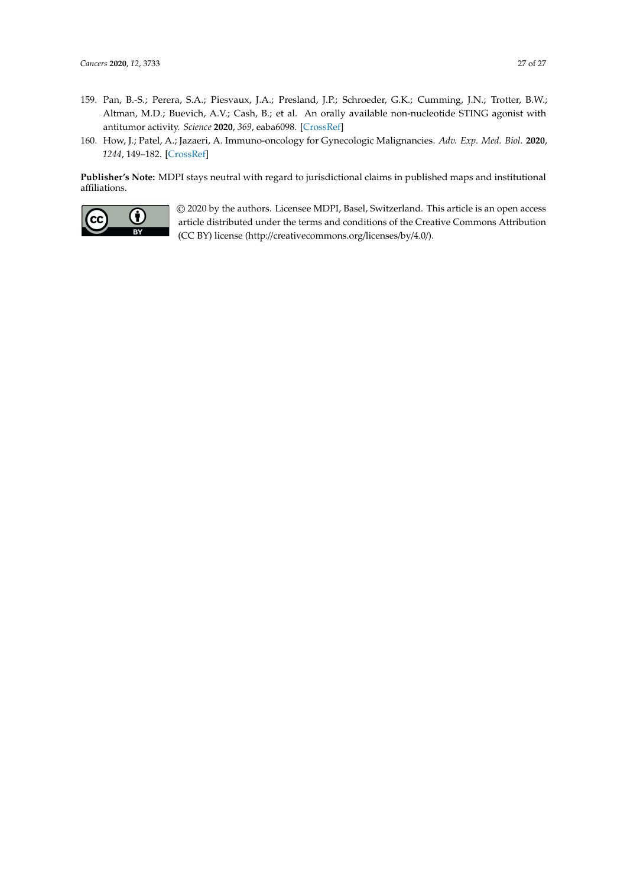159. Pan, B.-S.; Perera, S.A.; Piesvaux, J.A.; Presland, J.P.; Schroeder, G.K.; Cumming, J.N.; Trotter, B.W.; Altman, M.D.; Buevich, A.V.; Cash, B.; et al. An orally available non-nucleotide STING agonist with antitumor activity. *Science* **2020**, *369*, eaba6098. [CrossRef]
160. How, J.; Patel, A.; Jazaeri, A. Immuno-oncology for Gynecologic Malignancies. *Adv. Exp. Med. Biol.* **2020**, *1244*, 149–182. [CrossRef]

**Publisher's Note:** MDPI stays neutral with regard to jurisdictional claims in published maps and institutional affiliations.

© 2020 by the authors. Licensee MDPI, Basel, Switzerland. This article is an open access article distributed under the terms and conditions of the Creative Commons Attribution (CC BY) license (http://creativecommons.org/licenses/by/4.0/).